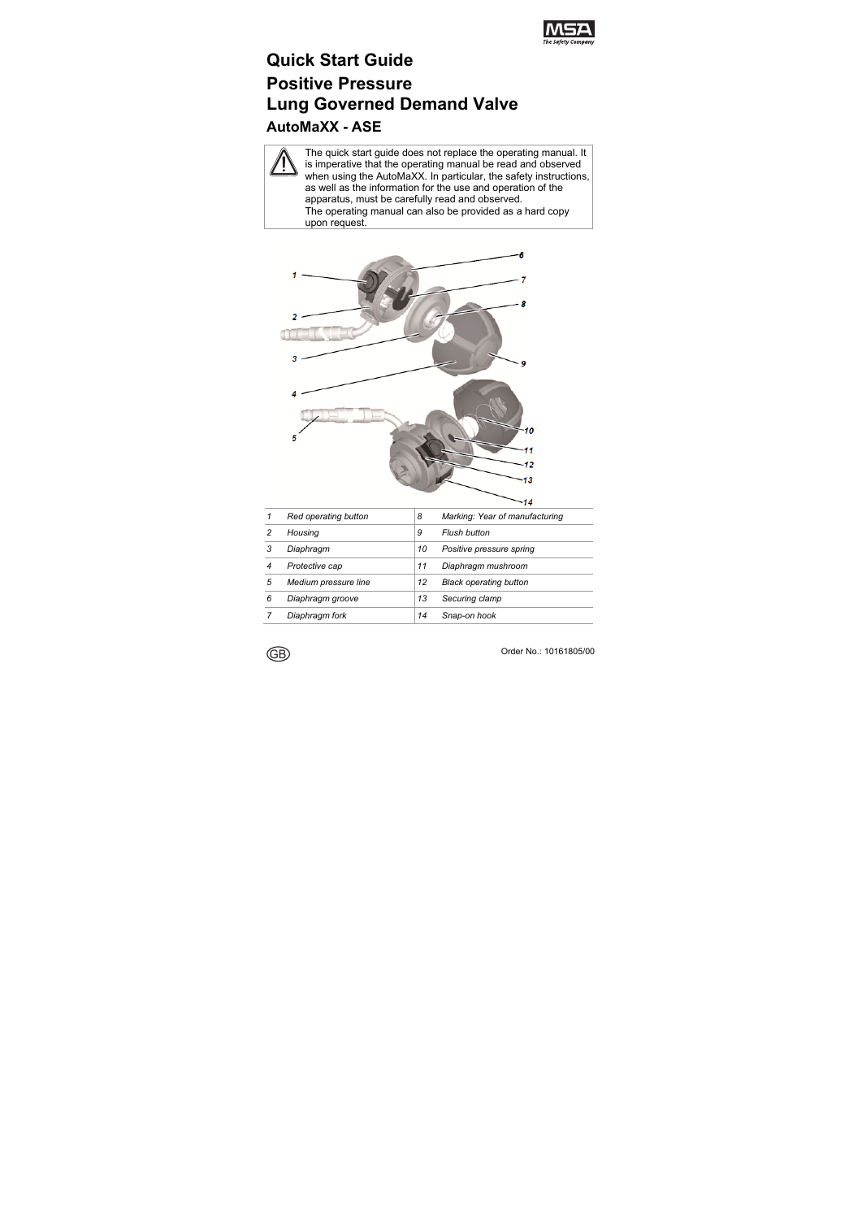# Quick Start Guide

## Positive Pressure Lung Governed Demand Valve

### AutoMaXX - ASE

> The quick start guide does not replace the operating manual. It is imperative that the operating manual be read and observed when using the AutoMaXX. In particular, the safety instructions, as well as the information for the use and operation of the apparatus, must be carefully read and observed.
> The operating manual can also be provided as a hard copy upon request.

| | | | |
|---|---|---|---|
| *1* | *Red operating button* | *8* | *Marking: Year of manufacturing* |
| *2* | *Housing* | *9* | *Flush button* |
| *3* | *Diaphragm* | *10* | *Positive pressure spring* |
| *4* | *Protective cap* | *11* | *Diaphragm mushroom* |
| *5* | *Medium pressure line* | *12* | *Black operating button* |
| *6* | *Diaphragm groove* | *13* | *Securing clamp* |
| *7* | *Diaphragm fork* | *14* | *Snap-on hook* |

GB

Order No.: 10161805/00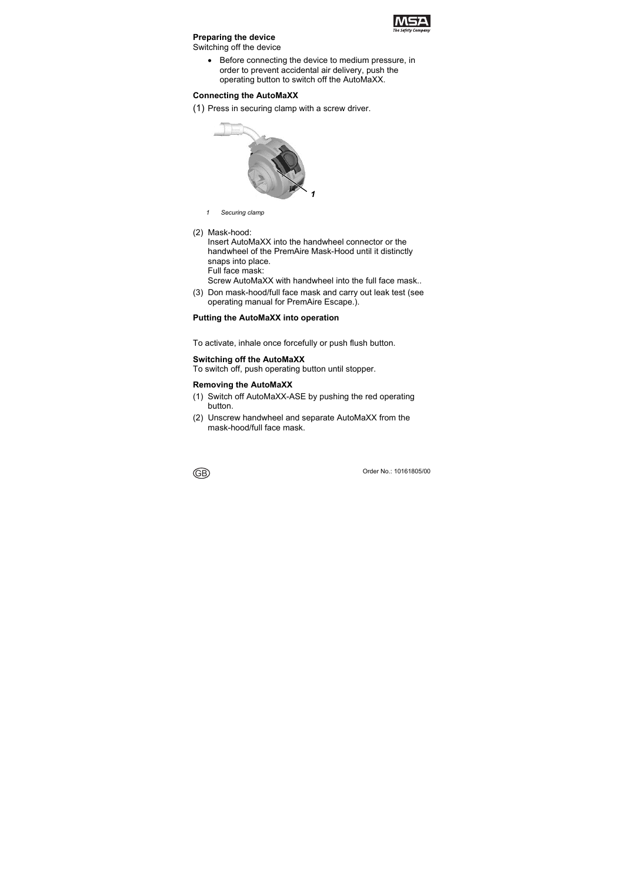### Preparing the device

Switching off the device

- Before connecting the device to medium pressure, in order to prevent accidental air delivery, push the operating button to switch off the AutoMaXX.

### Connecting the AutoMaXX

(1) Press in securing clamp with a screw driver.

1 Securing clamp

(2) Mask-hood:
Insert AutoMaXX into the handwheel connector or the handwheel of the PremAire Mask-Hood until it distinctly snaps into place.
Full face mask:
Screw AutoMaXX with handwheel into the full face mask..

(3) Don mask-hood/full face mask and carry out leak test (see operating manual for PremAire Escape.).

### Putting the AutoMaXX into operation

To activate, inhale once forcefully or push flush button.

### Switching off the AutoMaXX

To switch off, push operating button until stopper.

### Removing the AutoMaXX

(1) Switch off AutoMaXX-ASE by pushing the red operating button.

(2) Unscrew handwheel and separate AutoMaXX from the mask-hood/full face mask.

Order No.: 10161805/00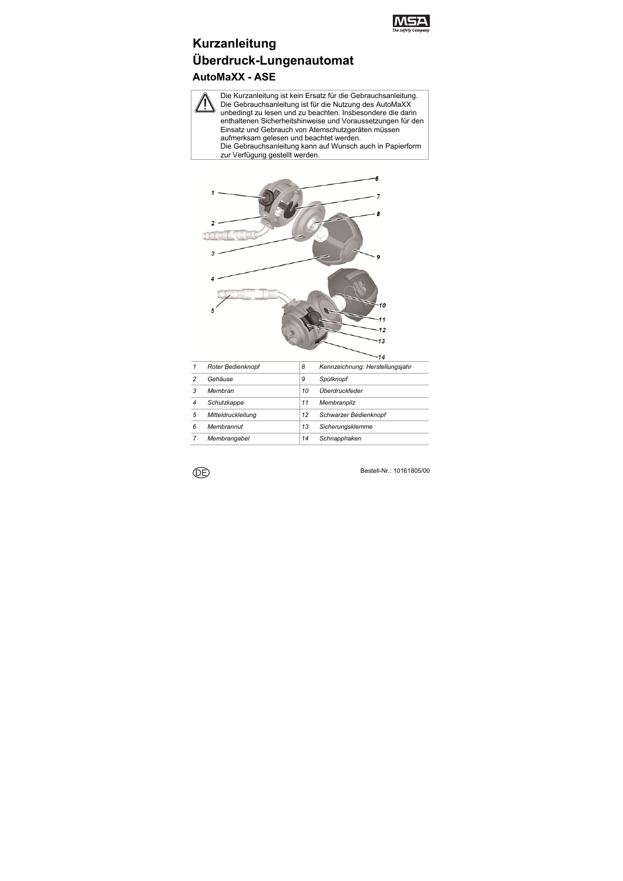# Kurzanleitung Überdruck-Lungenautomat

## AutoMaXX - ASE

> ⚠ Die Kurzanleitung ist kein Ersatz für die Gebrauchsanleitung. Die Gebrauchsanleitung ist für die Nutzung des AutoMaXX unbedingt zu lesen und zu beachten. Insbesondere die darin enthaltenen Sicherheitshinweise und Voraussetzungen für den Einsatz und Gebrauch von Atemschutzgeräten müssen aufmerksam gelesen und beachtet werden.
> Die Gebrauchsanleitung kann auf Wunsch auch in Papierform zur Verfügung gestellt werden.

| | | | |
|---|---|---|---|
| *1* | *Roter Bedienknopf* | *8* | *Kennzeichnung: Herstellungsjahr* |
| *2* | *Gehäuse* | *9* | *Spülknopf* |
| *3* | *Membran* | *10* | *Überdruckfeder* |
| *4* | *Schutzkappe* | *11* | *Membranpilz* |
| *5* | *Mitteldruckleitung* | *12* | *Schwarzer Bedienknopf* |
| *6* | *Membrannut* | *13* | *Sicherungsklemme* |
| *7* | *Membrangabel* | *14* | *Schnapphaken* |

DE

Bestell-Nr.: 10161805/00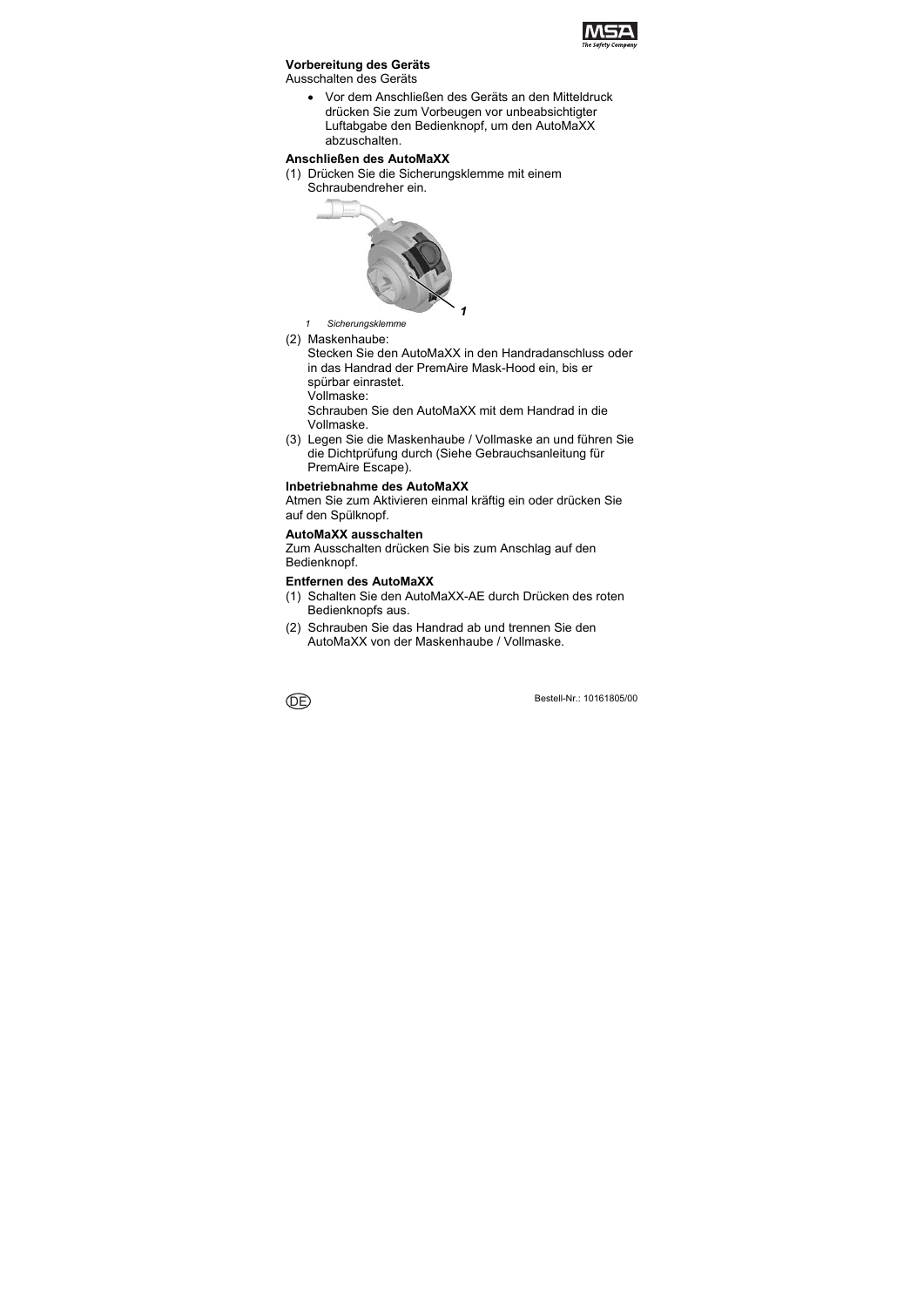**Vorbereitung des Geräts**

Ausschalten des Geräts

- Vor dem Anschließen des Geräts an den Mitteldruck drücken Sie zum Vorbeugen vor unbeabsichtigter Luftabgabe den Bedienknopf, um den AutoMaXX abzuschalten.

**Anschließen des AutoMaXX**

(1) Drücken Sie die Sicherungsklemme mit einem Schraubendreher ein.

*1 Sicherungsklemme*

(2) Maskenhaube:
Stecken Sie den AutoMaXX in den Handradanschluss oder in das Handrad der PremAire Mask-Hood ein, bis er spürbar einrastet.
Vollmaske:
Schrauben Sie den AutoMaXX mit dem Handrad in die Vollmaske.

(3) Legen Sie die Maskenhaube / Vollmaske an und führen Sie die Dichtprüfung durch (Siehe Gebrauchsanleitung für PremAire Escape).

**Inbetriebnahme des AutoMaXX**

Atmen Sie zum Aktivieren einmal kräftig ein oder drücken Sie auf den Spülknopf.

**AutoMaXX ausschalten**

Zum Ausschalten drücken Sie bis zum Anschlag auf den Bedienknopf.

**Entfernen des AutoMaXX**

(1) Schalten Sie den AutoMaXX-AE durch Drücken des roten Bedienknopfs aus.

(2) Schrauben Sie das Handrad ab und trennen Sie den AutoMaXX von der Maskenhaube / Vollmaske.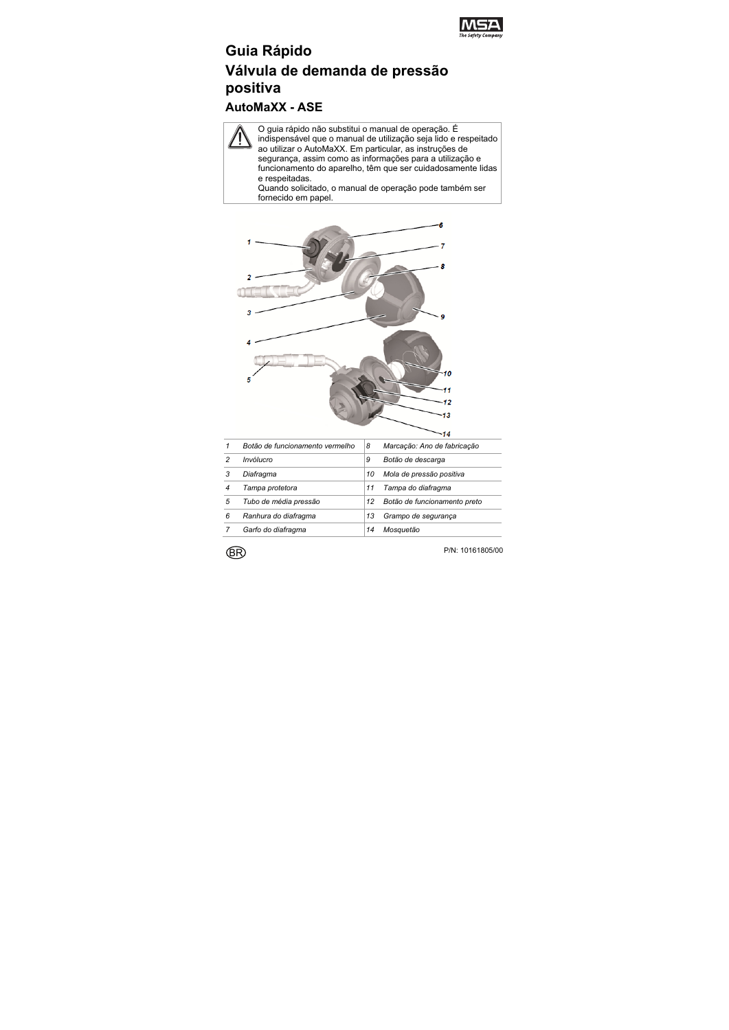# Guia Rápido

# Válvula de demanda de pressão positiva

## AutoMaXX - ASE

> ⚠ O guia rápido não substitui o manual de operação. É indispensável que o manual de utilização seja lido e respeitado ao utilizar o AutoMaXX. Em particular, as instruções de segurança, assim como as informações para a utilização e funcionamento do aparelho, têm que ser cuidadosamente lidas e respeitadas.
> Quando solicitado, o manual de operação pode também ser fornecido em papel.

| | | | |
|---|---|---|---|
| 1 | *Botão de funcionamento vermelho* | 8 | *Marcação: Ano de fabricação* |
| 2 | *Invólucro* | 9 | *Botão de descarga* |
| 3 | *Diafragma* | 10 | *Mola de pressão positiva* |
| 4 | *Tampa protetora* | 11 | *Tampa do diafragma* |
| 5 | *Tubo de média pressão* | 12 | *Botão de funcionamento preto* |
| 6 | *Ranhura do diafragma* | 13 | *Grampo de segurança* |
| 7 | *Garfo do diafragma* | 14 | *Mosquetão* |

BR

P/N: 10161805/00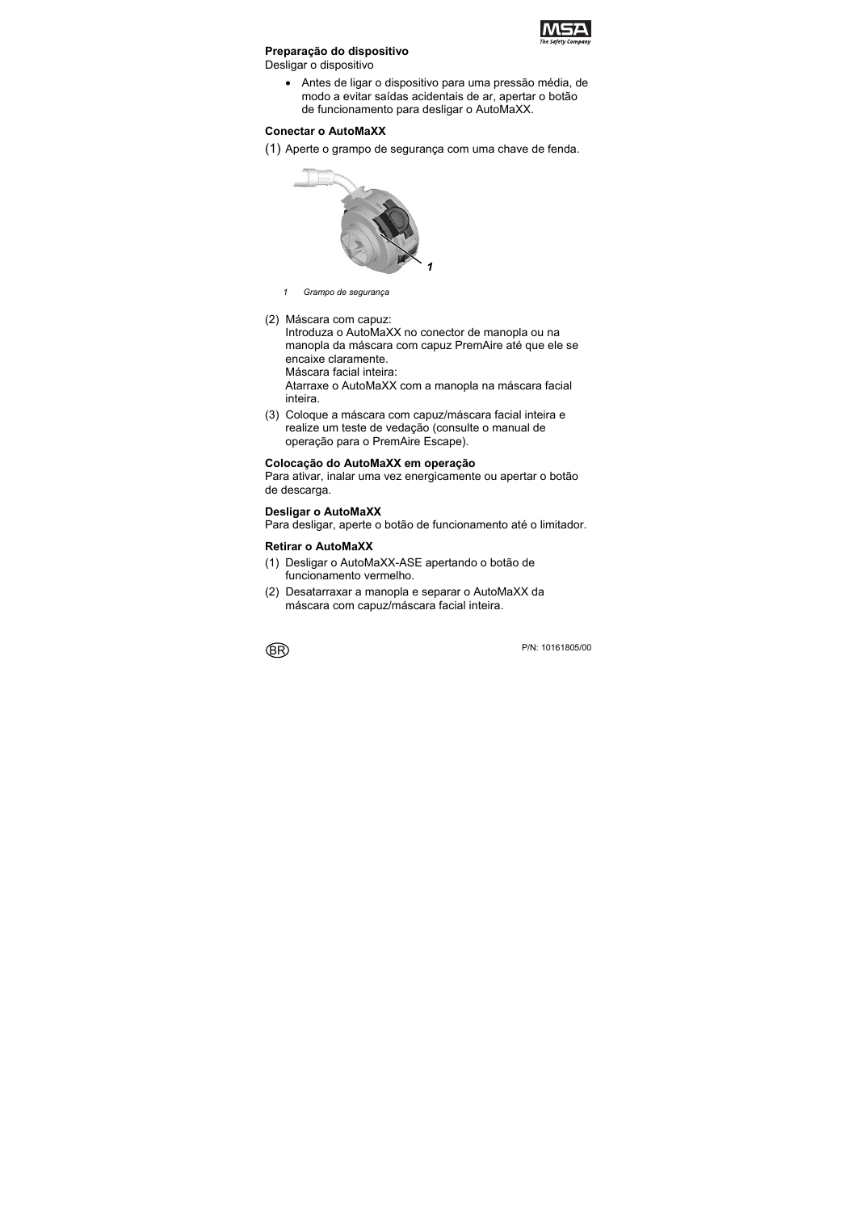**Preparação do dispositivo**

Desligar o dispositivo

- Antes de ligar o dispositivo para uma pressão média, de modo a evitar saídas acidentais de ar, apertar o botão de funcionamento para desligar o AutoMaXX.

**Conectar o AutoMaXX**

(1) Aperte o grampo de segurança com uma chave de fenda.

*1 Grampo de segurança*

(2) Máscara com capuz:
Introduza o AutoMaXX no conector de manopla ou na manopla da máscara com capuz PremAire até que ele se encaixe claramente.
Máscara facial inteira:
Atarraxe o AutoMaXX com a manopla na máscara facial inteira.

(3) Coloque a máscara com capuz/máscara facial inteira e realize um teste de vedação (consulte o manual de operação para o PremAire Escape).

**Colocação do AutoMaXX em operação**

Para ativar, inalar uma vez energicamente ou apertar o botão de descarga.

**Desligar o AutoMaXX**

Para desligar, aperte o botão de funcionamento até o limitador.

**Retirar o AutoMaXX**

(1) Desligar o AutoMaXX-ASE apertando o botão de funcionamento vermelho.

(2) Desatarraxar a manopla e separar o AutoMaXX da máscara com capuz/máscara facial inteira.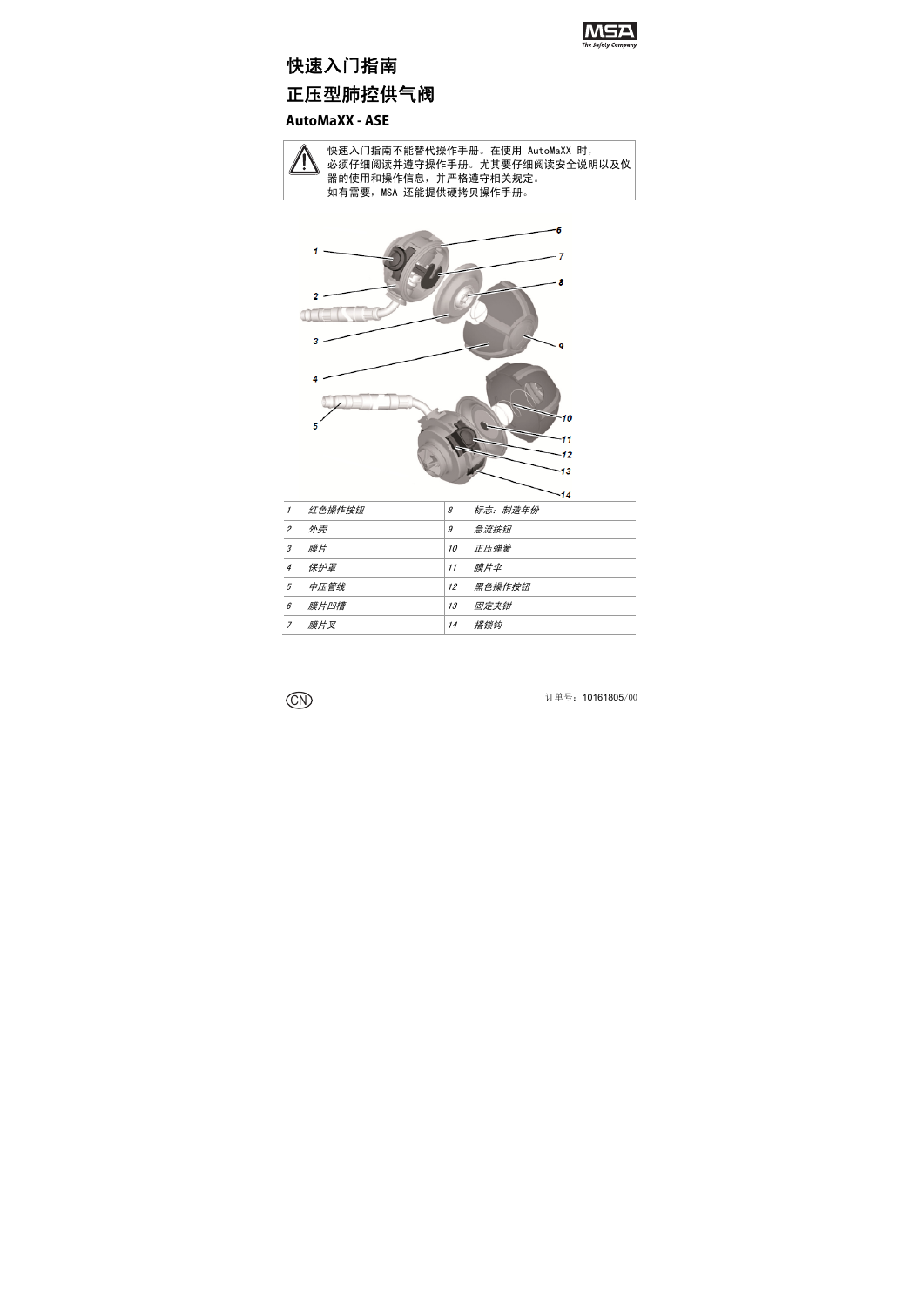# 快速入门指南

# 正压型肺控供气阀

## AutoMaXX - ASE

> ⚠ 快速入门指南不能替代操作手册。在使用 AutoMaXX 时，必须仔细阅读并遵守操作手册。尤其要仔细阅读安全说明以及仪器的使用和操作信息，并严格遵守相关规定。
> 如有需要，MSA 还能提供硬拷贝操作手册。

| | | | |
|---|---|---|---|
| 1 | 红色操作按钮 | 8 | 标志：制造年份 |
| 2 | 外壳 | 9 | 急流按钮 |
| 3 | 膜片 | 10 | 正压弹簧 |
| 4 | 保护罩 | 11 | 膜片伞 |
| 5 | 中压管线 | 12 | 黑色操作按钮 |
| 6 | 膜片凹槽 | 13 | 固定夹钳 |
| 7 | 膜片叉 | 14 | 搭锁钩 |

CN

订单号：10161805/00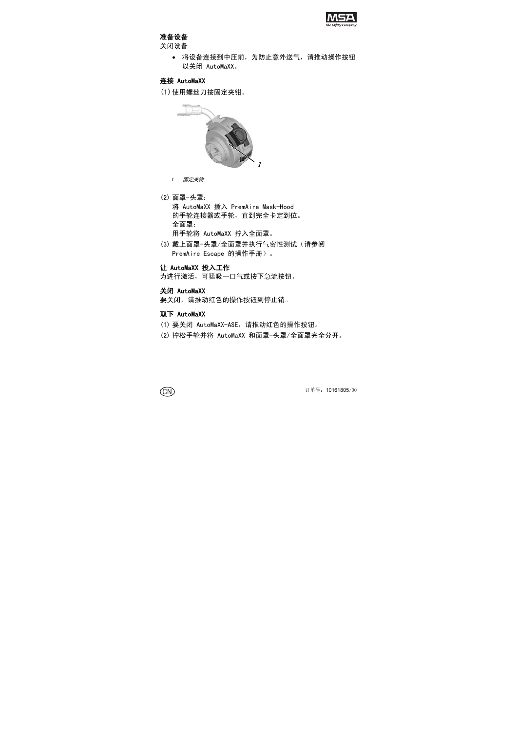**准备设备**

关闭设备

- 将设备连接到中压前，为防止意外送气，请推动操作按钮以关闭 AutoMaXX。

**连接 AutoMaXX**

(1) 使用螺丝刀按固定夹钳。

*1 固定夹钳*

(2) 面罩-头罩：
将 AutoMaXX 插入 PremAire Mask-Hood 的手轮连接器或手轮，直到完全卡定到位。
全面罩：
用手轮将 AutoMaXX 拧入全面罩。

(3) 戴上面罩-头罩/全面罩并执行气密性测试（请参阅 PremAire Escape 的操作手册）。

**让 AutoMaXX 投入工作**

为进行激活，可猛吸一口气或按下急流按钮。

**关闭 AutoMaXX**

要关闭，请推动红色的操作按钮到停止销。

**取下 AutoMaXX**

(1) 要关闭 AutoMaXX-ASE，请推动红色的操作按钮。

(2) 拧松手轮并将 AutoMaXX 和面罩-头罩/全面罩完全分开。

订单号：10161805/00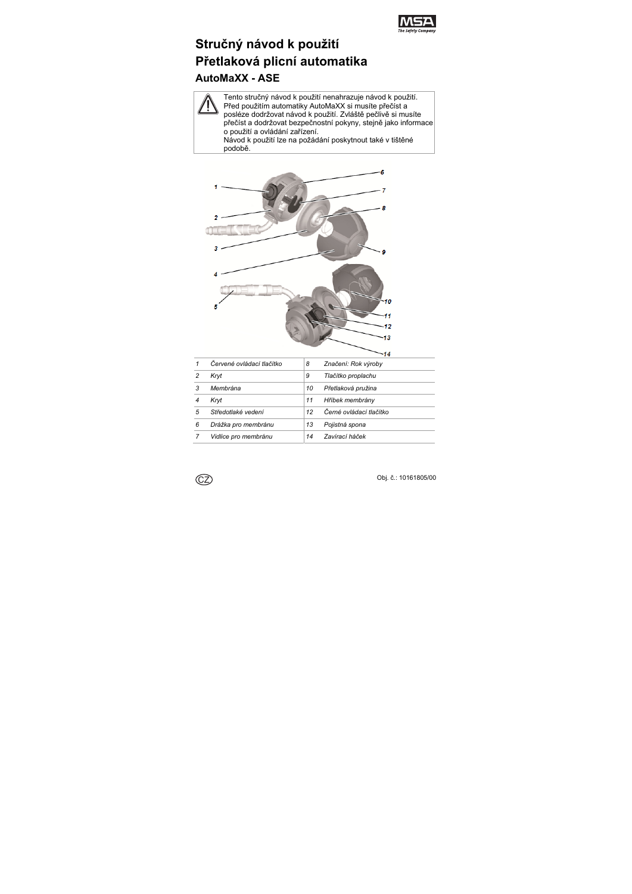# Stručný návod k použití
# Přetlaková plicní automatika
## AutoMaXX - ASE

> ⚠ Tento stručný návod k použití nenahrazuje návod k použití. Před použitím automatiky AutoMaXX si musíte přečíst a posléze dodržovat návod k použití. Zvláště pečlivě si musíte přečíst a dodržovat bezpečnostní pokyny, stejně jako informace o použití a ovládání zařízení.
> Návod k použití lze na požádání poskytnout také v tištěné podobě.

| | | | |
|---|---|---|---|
| *1* | *Červené ovládací tlačítko* | *8* | *Značení: Rok výroby* |
| *2* | *Kryt* | *9* | *Tlačítko proplachu* |
| *3* | *Membrána* | *10* | *Přetlaková pružina* |
| *4* | *Kryt* | *11* | *Hříbek membrány* |
| *5* | *Středotlaké vedení* | *12* | *Černé ovládací tlačítko* |
| *6* | *Drážka pro membránu* | *13* | *Pojistná spona* |
| *7* | *Vidlice pro membránu* | *14* | *Zavírací háček* |

CZ

Obj. č.: 10161805/00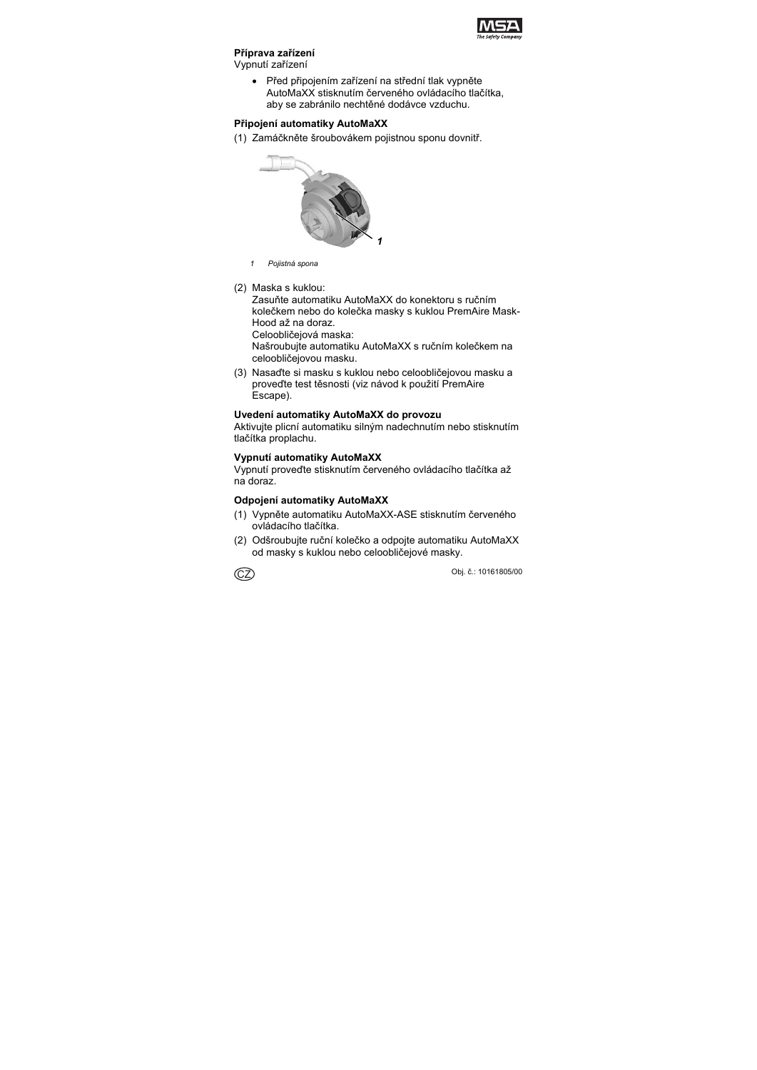**Příprava zařízení**

Vypnutí zařízení

- Před připojením zařízení na střední tlak vypněte AutoMaXX stisknutím červeného ovládacího tlačítka, aby se zabránilo nechtěné dodávce vzduchu.

**Připojení automatiky AutoMaXX**

(1) Zamáčkněte šroubovákem pojistnou sponu dovnitř.

*1 Pojistná spona*

(2) Maska s kuklou:
Zasuňte automatiku AutoMaXX do konektoru s ručním kolečkem nebo do kolečka masky s kuklou PremAire Mask-Hood až na doraz.
Celoobličejová maska:
Našroubujte automatiku AutoMaXX s ručním kolečkem na celoobličejovou masku.

(3) Nasaďte si masku s kuklou nebo celoobličejovou masku a proveďte test těsnosti (viz návod k použití PremAire Escape).

**Uvedení automatiky AutoMaXX do provozu**

Aktivujte plicní automatiku silným nadechnutím nebo stisknutím tlačítka proplachu.

**Vypnutí automatiky AutoMaXX**

Vypnutí proveďte stisknutím červeného ovládacího tlačítka až na doraz.

**Odpojení automatiky AutoMaXX**

(1) Vypněte automatiku AutoMaXX-ASE stisknutím červeného ovládacího tlačítka.

(2) Odšroubujte ruční kolečko a odpojte automatiku AutoMaXX od masky s kuklou nebo celoobličejové masky.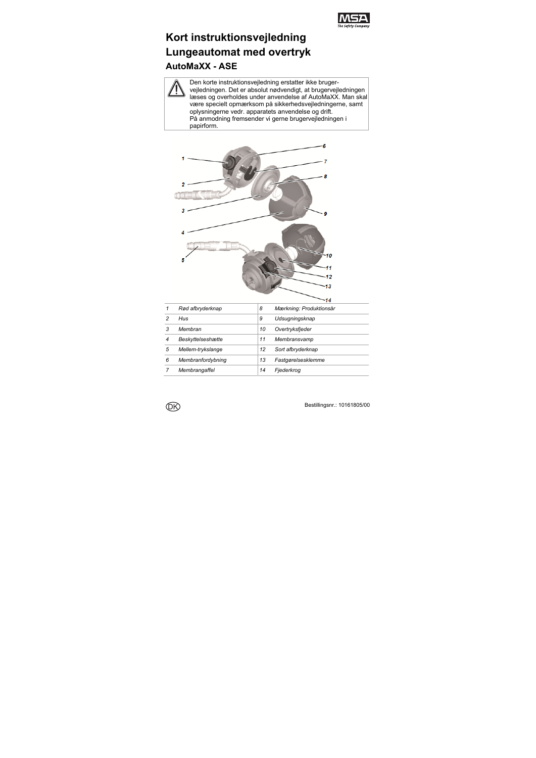# Kort instruktionsvejledning
# Lungeautomat med overtryk
## AutoMaXX - ASE

> Den korte instruktionsvejledning erstatter ikke bruger-vejledningen. Det er absolut nødvendigt, at brugervejledningen læses og overholdes under anvendelse af AutoMaXX. Man skal være specielt opmærksom på sikkerhedsvejledningerne, samt oplysningerne vedr. apparatets anvendelse og drift.
> På anmodning fremsender vi gerne brugervejledningen i papirform.

| | | | |
|---|---|---|---|
| *1* | *Rød afbryderknap* | *8* | *Mærkning: Produktionsår* |
| *2* | *Hus* | *9* | *Udsugningsknap* |
| *3* | *Membran* | *10* | *Overtryksfjeder* |
| *4* | *Beskyttelseshætte* | *11* | *Membransvamp* |
| *5* | *Mellem-trykslange* | *12* | *Sort afbryderknap* |
| *6* | *Membranfordybning* | *13* | *Fastgørelsesklemme* |
| *7* | *Membrangaffel* | *14* | *Fjederkrog* |

DK

Bestillingsnr.: 10161805/00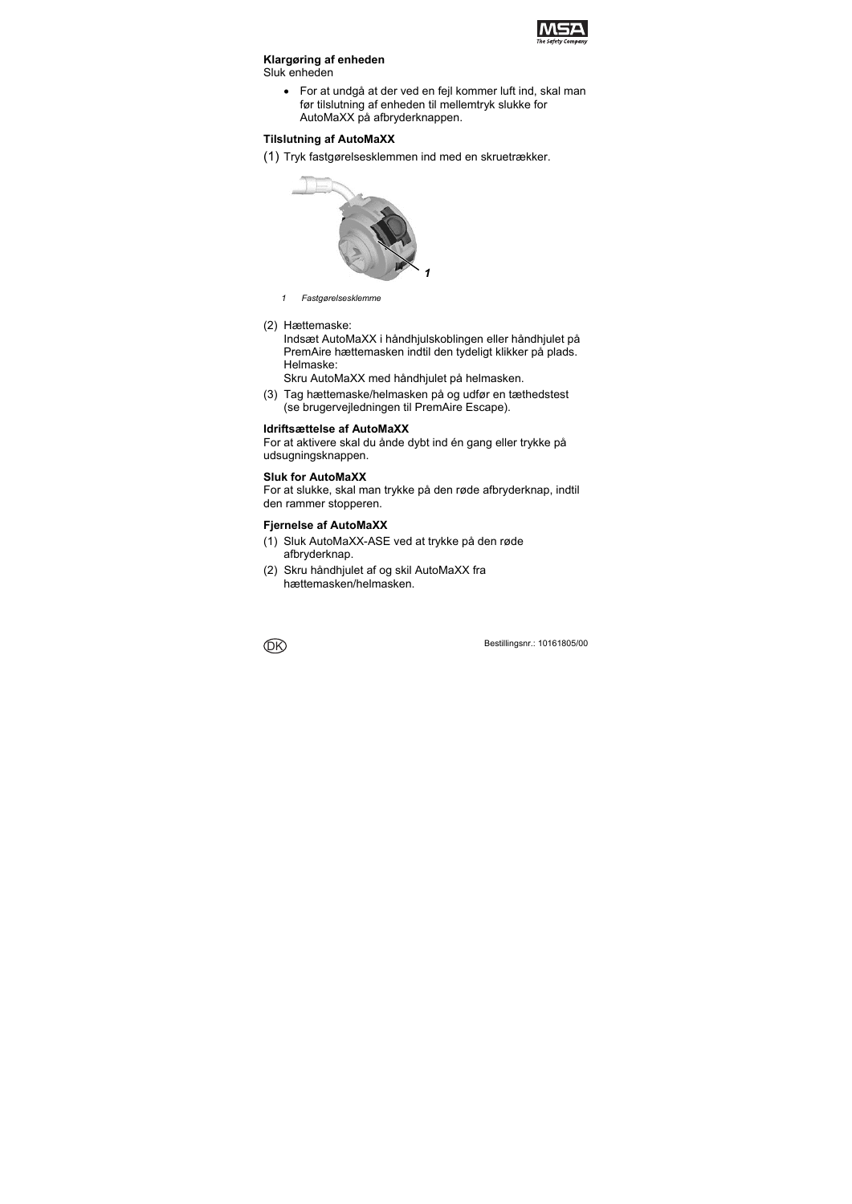**Klargøring af enheden**
Sluk enheden

- For at undgå at der ved en fejl kommer luft ind, skal man før tilslutning af enheden til mellemtryk slukke for AutoMaXX på afbryderknappen.

**Tilslutning af AutoMaXX**

(1) Tryk fastgørelsesklemmen ind med en skruetrækker.

1 Fastgørelsesklemme

(2) Hættemaske:
Indsæt AutoMaXX i håndhjulskoblingen eller håndhjulet på PremAire hættemasken indtil den tydeligt klikker på plads.
Helmaske:
Skru AutoMaXX med håndhjulet på helmasken.

(3) Tag hættemaske/helmasken på og udfør en tæthedstest (se brugervejledningen til PremAire Escape).

**Idriftsættelse af AutoMaXX**
For at aktivere skal du ånde dybt ind én gang eller trykke på udsugningsknappen.

**Sluk for AutoMaXX**
For at slukke, skal man trykke på den røde afbryderknap, indtil den rammer stopperen.

**Fjernelse af AutoMaXX**

(1) Sluk AutoMaXX-ASE ved at trykke på den røde afbryderknap.

(2) Skru håndhjulet af og skil AutoMaXX fra hættemasken/helmasken.

Bestillingsnr.: 10161805/00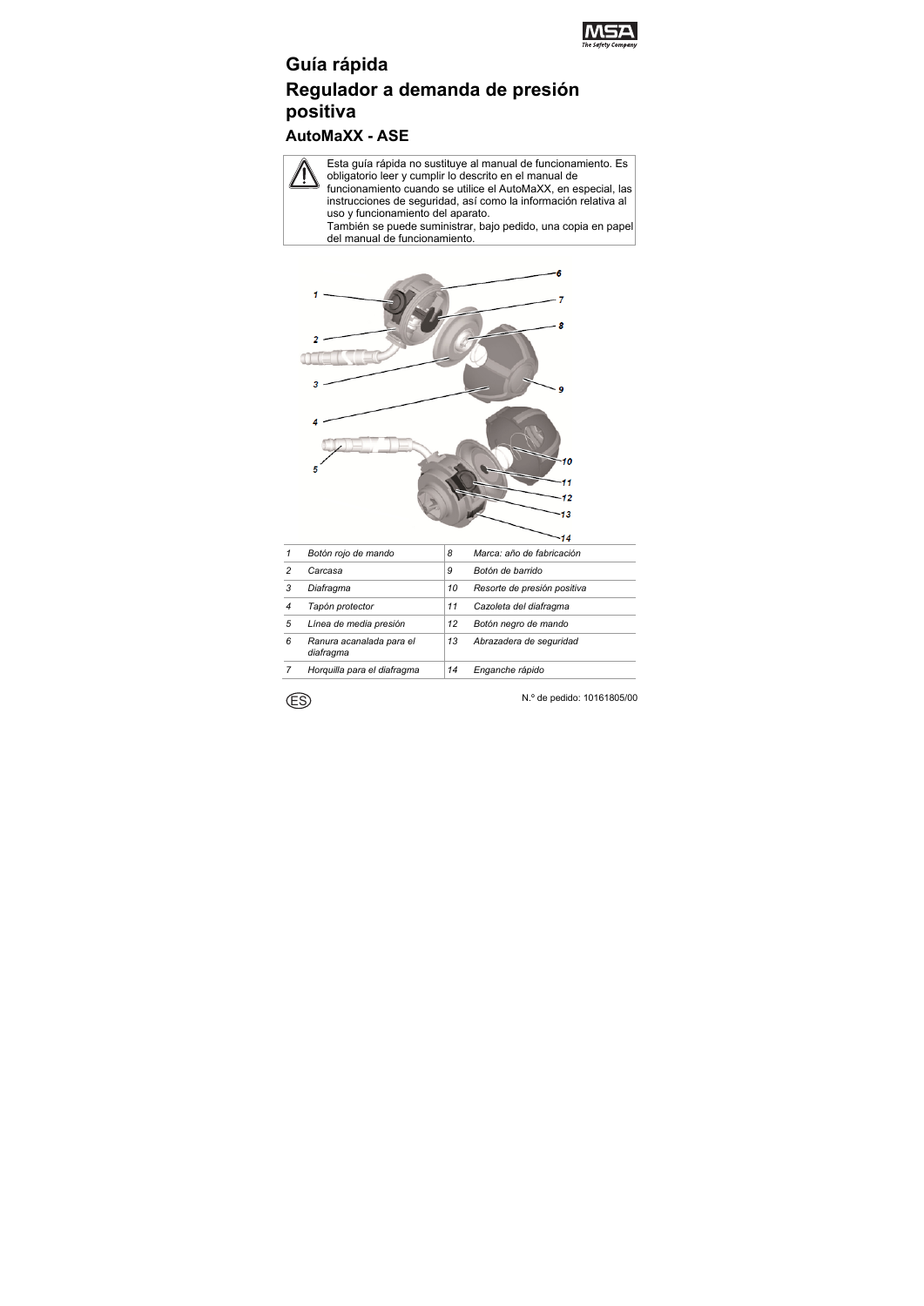# Guía rápida

# Regulador a demanda de presión positiva

## AutoMaXX - ASE

> ⚠ Esta guía rápida no sustituye al manual de funcionamiento. Es obligatorio leer y cumplir lo descrito en el manual de funcionamiento cuando se utilice el AutoMaXX, en especial, las instrucciones de seguridad, así como la información relativa al uso y funcionamiento del aparato.
> También se puede suministrar, bajo pedido, una copia en papel del manual de funcionamiento.

| | | | |
|---|---|---|---|
| 1 | *Botón rojo de mando* | 8 | *Marca: año de fabricación* |
| 2 | *Carcasa* | 9 | *Botón de barrido* |
| 3 | *Diafragma* | 10 | *Resorte de presión positiva* |
| 4 | *Tapón protector* | 11 | *Cazoleta del diafragma* |
| 5 | *Línea de media presión* | 12 | *Botón negro de mando* |
| 6 | *Ranura acanalada para el diafragma* | 13 | *Abrazadera de seguridad* |
| 7 | *Horquilla para el diafragma* | 14 | *Enganche rápido* |

ES

N.º de pedido: 10161805/00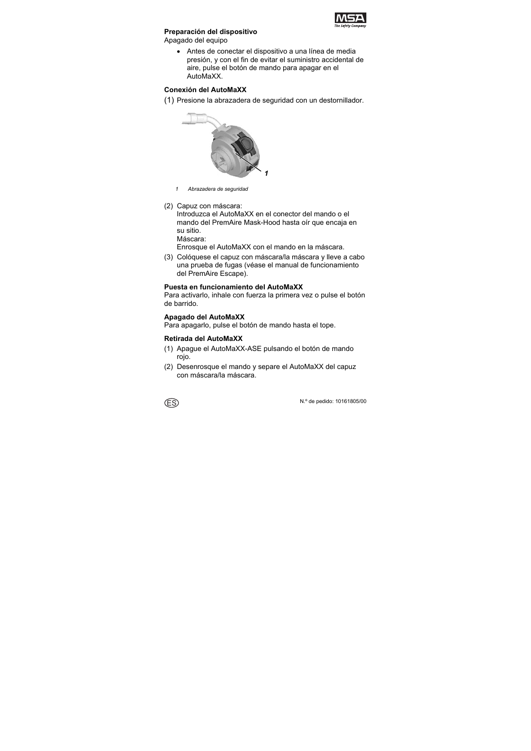**Preparación del dispositivo**

Apagado del equipo

- Antes de conectar el dispositivo a una línea de media presión, y con el fin de evitar el suministro accidental de aire, pulse el botón de mando para apagar en el AutoMaXX.

**Conexión del AutoMaXX**

(1) Presione la abrazadera de seguridad con un destornillador.

*1 Abrazadera de seguridad*

(2) Capuz con máscara:
Introduzca el AutoMaXX en el conector del mando o el mando del PremAire Mask-Hood hasta oír que encaja en su sitio.
Máscara:
Enrosque el AutoMaXX con el mando en la máscara.

(3) Colóquese el capuz con máscara/la máscara y lleve a cabo una prueba de fugas (véase el manual de funcionamiento del PremAire Escape).

**Puesta en funcionamiento del AutoMaXX**

Para activarlo, inhale con fuerza la primera vez o pulse el botón de barrido.

**Apagado del AutoMaXX**

Para apagarlo, pulse el botón de mando hasta el tope.

**Retirada del AutoMaXX**

(1) Apague el AutoMaXX-ASE pulsando el botón de mando rojo.

(2) Desenrosque el mando y separe el AutoMaXX del capuz con máscara/la máscara.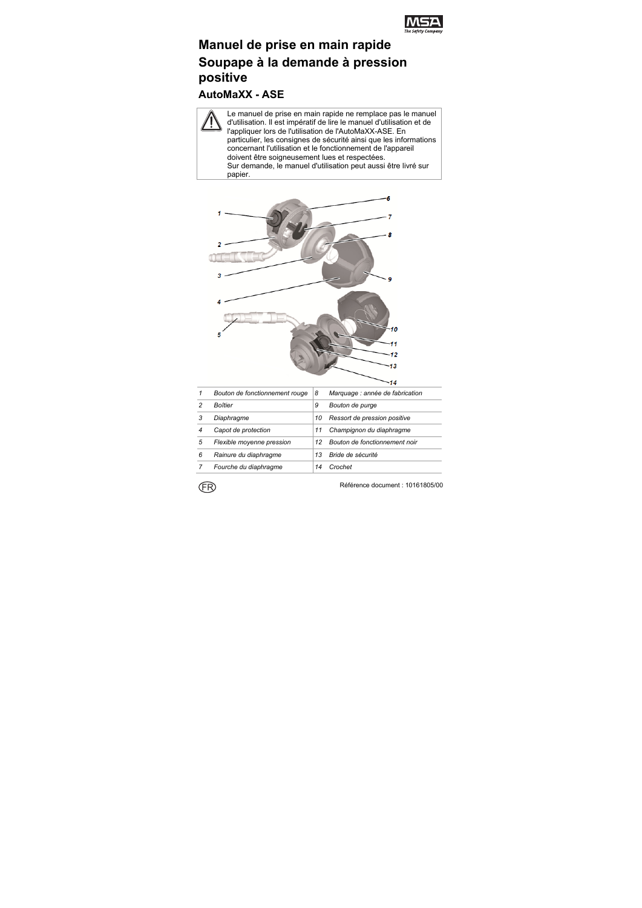# Manuel de prise en main rapide

# Soupape à la demande à pression positive

## AutoMaXX - ASE

> ⚠ Le manuel de prise en main rapide ne remplace pas le manuel d'utilisation. Il est impératif de lire le manuel d'utilisation et de l'appliquer lors de l'utilisation de l'AutoMaXX-ASE. En particulier, les consignes de sécurité ainsi que les informations concernant l'utilisation et le fonctionnement de l'appareil doivent être soigneusement lues et respectées.
> Sur demande, le manuel d'utilisation peut aussi être livré sur papier.

| | | | |
|---|---|---|---|
| 1 | *Bouton de fonctionnement rouge* | 8 | *Marquage : année de fabrication* |
| 2 | *Boîtier* | 9 | *Bouton de purge* |
| 3 | *Diaphragme* | 10 | *Ressort de pression positive* |
| 4 | *Capot de protection* | 11 | *Champignon du diaphragme* |
| 5 | *Flexible moyenne pression* | 12 | *Bouton de fonctionnement noir* |
| 6 | *Rainure du diaphragme* | 13 | *Bride de sécurité* |
| 7 | *Fourche du diaphragme* | 14 | *Crochet* |

FR

Référence document : 10161805/00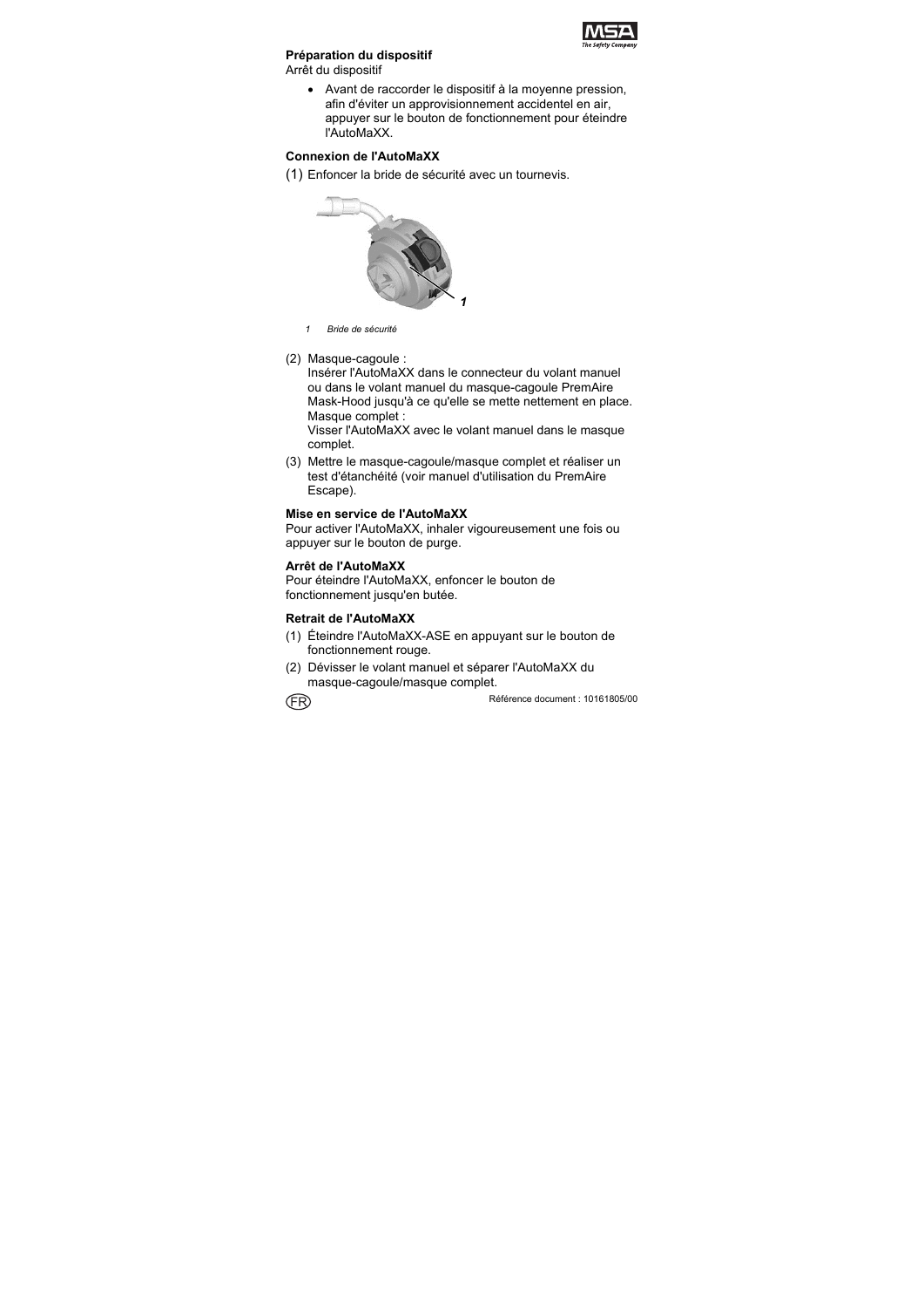**Préparation du dispositif**

Arrêt du dispositif

- Avant de raccorder le dispositif à la moyenne pression, afin d'éviter un approvisionnement accidentel en air, appuyer sur le bouton de fonctionnement pour éteindre l'AutoMaXX.

**Connexion de l'AutoMaXX**

(1) Enfoncer la bride de sécurité avec un tournevis.

*1 Bride de sécurité*

(2) Masque-cagoule :
Insérer l'AutoMaXX dans le connecteur du volant manuel ou dans le volant manuel du masque-cagoule PremAire Mask-Hood jusqu'à ce qu'elle se mette nettement en place.
Masque complet :
Visser l'AutoMaXX avec le volant manuel dans le masque complet.

(3) Mettre le masque-cagoule/masque complet et réaliser un test d'étanchéité (voir manuel d'utilisation du PremAire Escape).

**Mise en service de l'AutoMaXX**

Pour activer l'AutoMaXX, inhaler vigoureusement une fois ou appuyer sur le bouton de purge.

**Arrêt de l'AutoMaXX**

Pour éteindre l'AutoMaXX, enfoncer le bouton de fonctionnement jusqu'en butée.

**Retrait de l'AutoMaXX**

(1) Éteindre l'AutoMaXX-ASE en appuyant sur le bouton de fonctionnement rouge.

(2) Dévisser le volant manuel et séparer l'AutoMaXX du masque-cagoule/masque complet.

Référence document : 10161805/00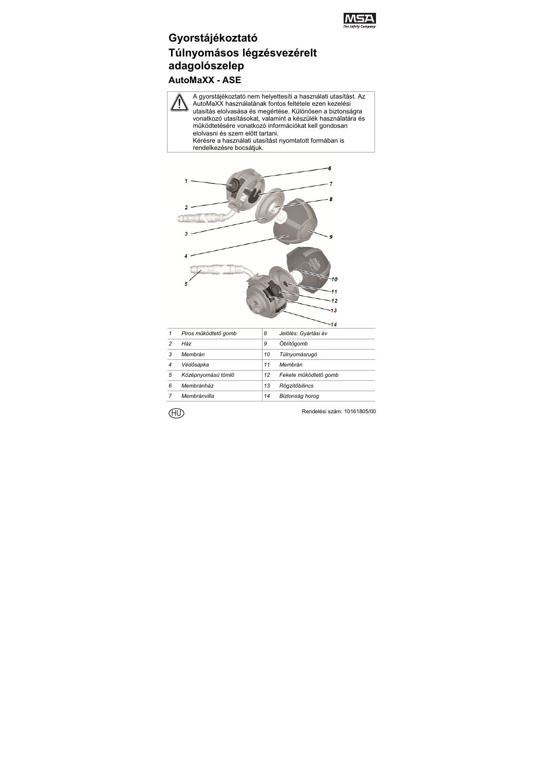# Gyorstájékoztató

# Túlnyomásos légzésvezérelt adagolószelep

## AutoMaXX - ASE

> A gyorstájékoztató nem helyettesíti a használati utasítást. Az AutoMaXX használatának fontos feltétele ezen kezelési utasítás elolvasása és megértése. Különösen a biztonságra vonatkozó utasításokat, valamint a készülék használatára és működtetésére vonatkozó információkat kell gondosan elolvasni és szem előtt tartani.
> Kérésre a használati utasítást nyomtatott formában is rendelkezésre bocsátjuk.

| | | | |
|---|---|---|---|
| *1* | *Piros működtető gomb* | *8* | *Jelölés: Gyártási év* |
| *2* | *Ház* | *9* | *Öblítőgomb* |
| *3* | *Membrán* | *10* | *Túlnyomásrugó* |
| *4* | *Védősapka* | *11* | *Membrán* |
| *5* | *Középnyomású tömlő* | *12* | *Fekete működtető gomb* |
| *6* | *Membránház* | *13* | *Rögzítőbilincs* |
| *7* | *Membránvilla* | *14* | *Biztonság horog* |

HU

Rendelési szám: 10161805/00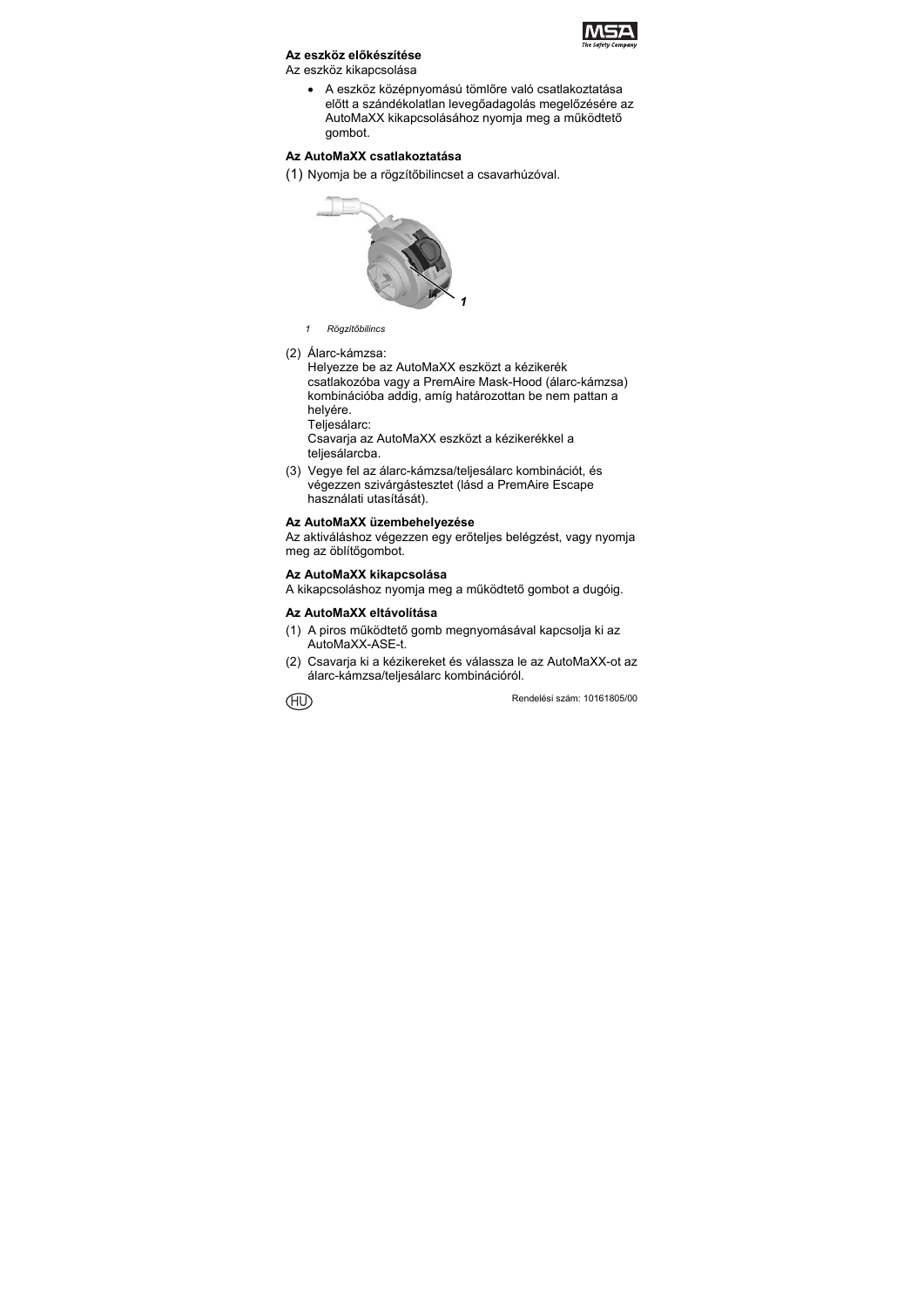**Az eszköz előkészítése**

Az eszköz kikapcsolása

- A eszköz középnyomású tömlőre való csatlakoztatása előtt a szándékolatlan levegőadagolás megelőzésére az AutoMaXX kikapcsolásához nyomja meg a működtető gombot.

**Az AutoMaXX csatlakoztatása**

(1) Nyomja be a rögzítőbilincset a csavarhúzóval.

*1 Rögzítőbilincs*

(2) Álarc-kámzsa:
Helyezze be az AutoMaXX eszközt a kézikerék csatlakozóba vagy a PremAire Mask-Hood (álarc-kámzsa) kombinációba addig, amíg határozottan be nem pattan a helyére.
Teljesálarc:
Csavarja az AutoMaXX eszközt a kézikerékkel a teljesálarcba.

(3) Vegye fel az álarc-kámzsa/teljesálarc kombinációt, és végezzen szivárgástesztet (lásd a PremAire Escape használati utasítását).

**Az AutoMaXX üzembehelyezése**

Az aktiváláshoz végezzen egy erőteljes belégzést, vagy nyomja meg az öblítőgombot.

**Az AutoMaXX kikapcsolása**

A kikapcsoláshoz nyomja meg a működtető gombot a dugóig.

**Az AutoMaXX eltávolítása**

(1) A piros működtető gomb megnyomásával kapcsolja ki az AutoMaXX-ASE-t.

(2) Csavarja ki a kézikereket és válassza le az AutoMaXX-ot az álarc-kámzsa/teljesálarc kombinációról.

HU

Rendelési szám: 10161805/00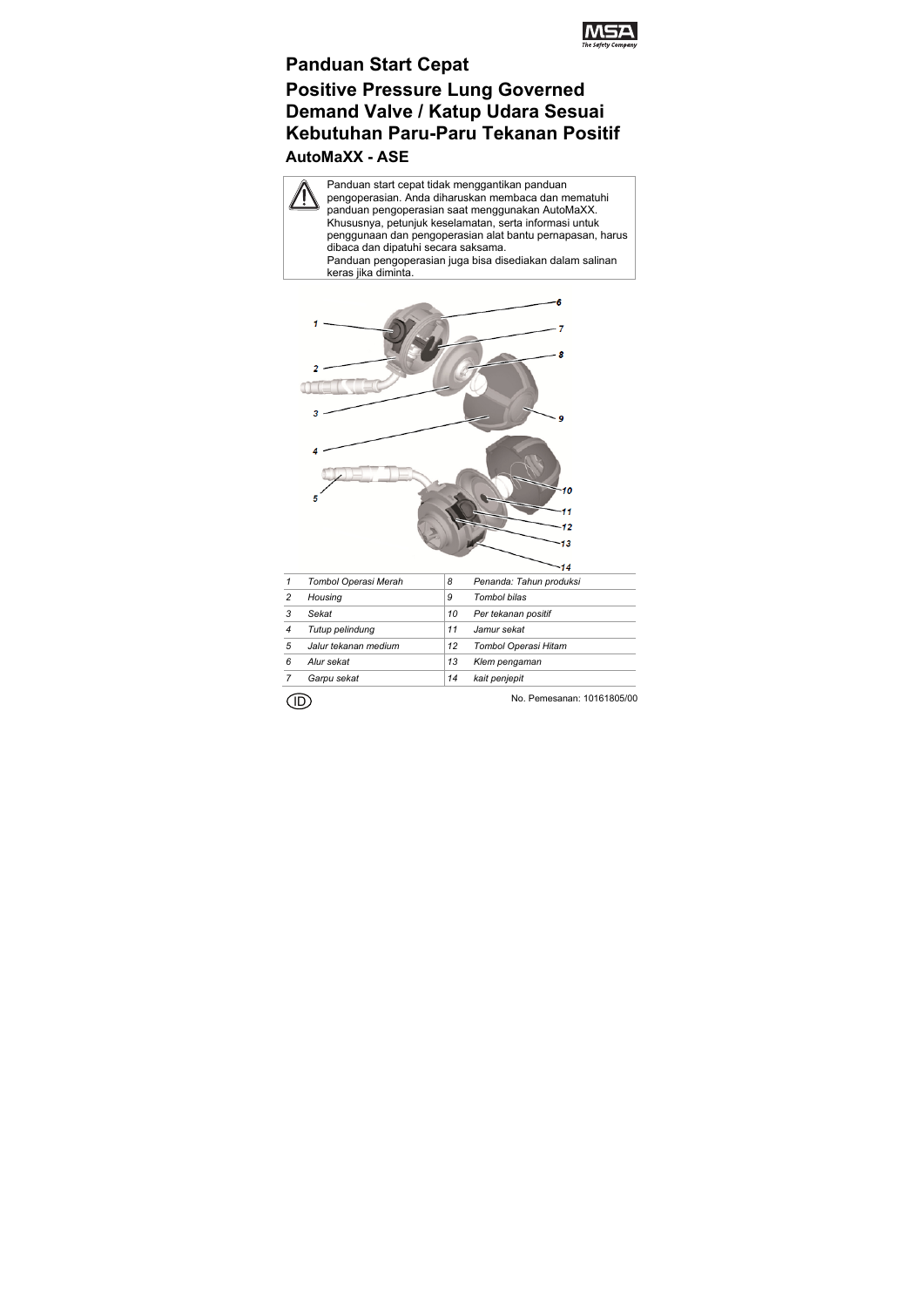# Panduan Start Cepat

# Positive Pressure Lung Governed Demand Valve / Katup Udara Sesuai Kebutuhan Paru-Paru Tekanan Positif

## AutoMaXX - ASE

> ⚠ Panduan start cepat tidak menggantikan panduan pengoperasian. Anda diharuskan membaca dan mematuhi panduan pengoperasian saat menggunakan AutoMaXX. Khususnya, petunjuk keselamatan, serta informasi untuk penggunaan dan pengoperasian alat bantu pernapasan, harus dibaca dan dipatuhi secara saksama.
> Panduan pengoperasian juga bisa disediakan dalam salinan keras jika diminta.

| | | | |
|---|---|---|---|
| 1 | *Tombol Operasi Merah* | 8 | *Penanda: Tahun produksi* |
| 2 | *Housing* | 9 | *Tombol bilas* |
| 3 | *Sekat* | 10 | *Per tekanan positif* |
| 4 | *Tutup pelindung* | 11 | *Jamur sekat* |
| 5 | *Jalur tekanan medium* | 12 | *Tombol Operasi Hitam* |
| 6 | *Alur sekat* | 13 | *Klem pengaman* |
| 7 | *Garpu sekat* | 14 | *kait penjepit* |

ID

No. Pemesanan: 10161805/00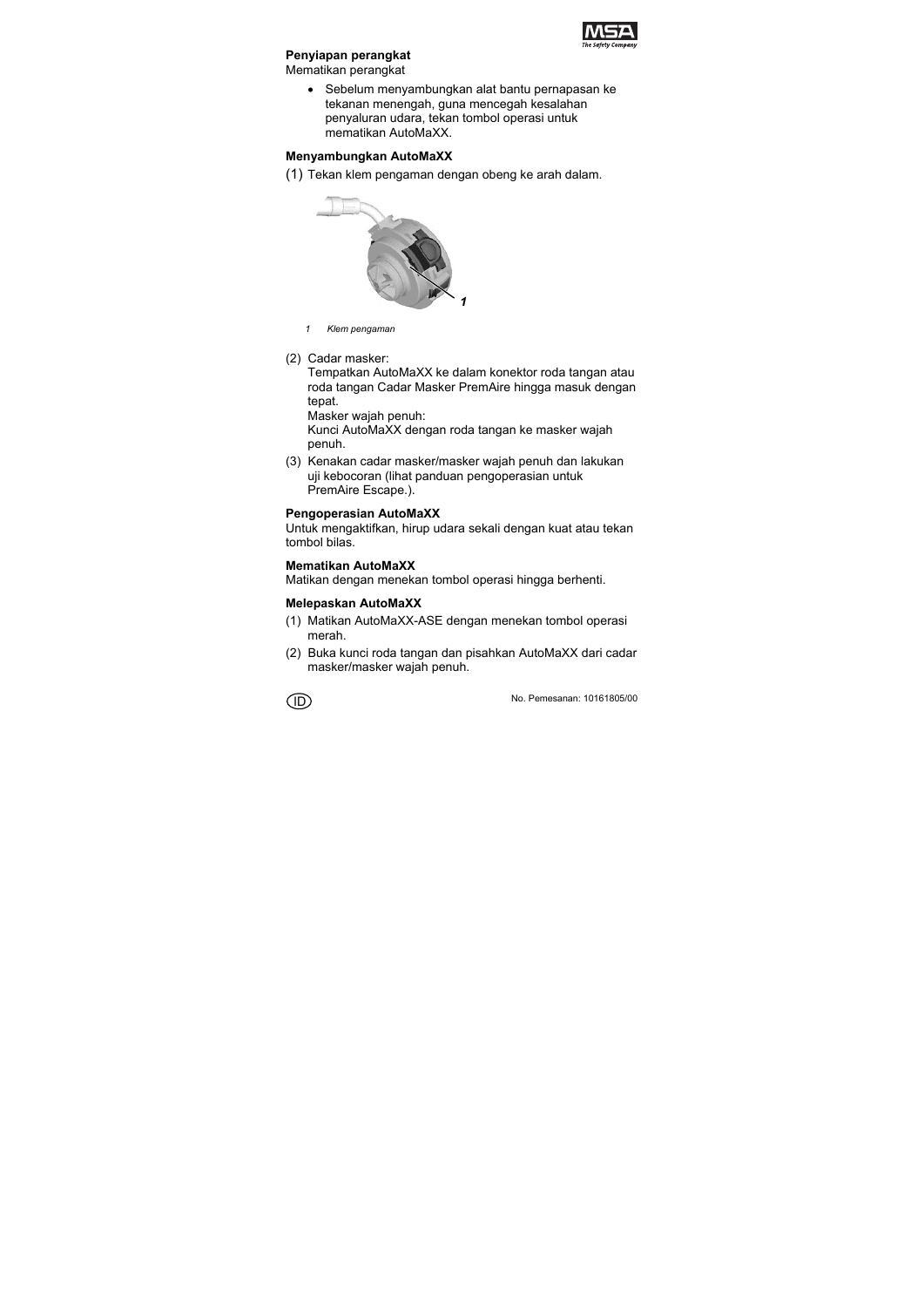**Penyiapan perangkat**

Mematikan perangkat

- Sebelum menyambungkan alat bantu pernapasan ke tekanan menengah, guna mencegah kesalahan penyaluran udara, tekan tombol operasi untuk mematikan AutoMaXX.

**Menyambungkan AutoMaXX**

(1) Tekan klem pengaman dengan obeng ke arah dalam.

1 Klem pengaman

(2) Cadar masker:
Tempatkan AutoMaXX ke dalam konektor roda tangan atau roda tangan Cadar Masker PremAire hingga masuk dengan tepat.
Masker wajah penuh:
Kunci AutoMaXX dengan roda tangan ke masker wajah penuh.

(3) Kenakan cadar masker/masker wajah penuh dan lakukan uji kebocoran (lihat panduan pengoperasian untuk PremAire Escape.).

**Pengoperasian AutoMaXX**

Untuk mengaktifkan, hirup udara sekali dengan kuat atau tekan tombol bilas.

**Mematikan AutoMaXX**

Matikan dengan menekan tombol operasi hingga berhenti.

**Melepaskan AutoMaXX**

(1) Matikan AutoMaXX-ASE dengan menekan tombol operasi merah.

(2) Buka kunci roda tangan dan pisahkan AutoMaXX dari cadar masker/masker wajah penuh.

No. Pemesanan: 10161805/00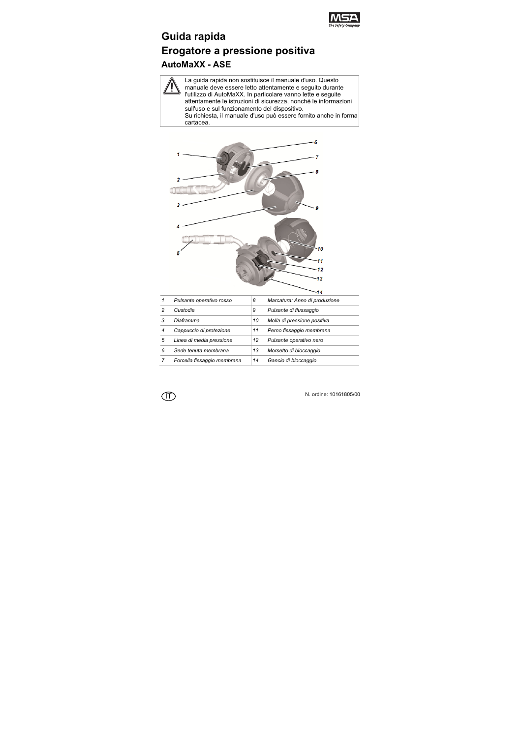# Guida rapida

# Erogatore a pressione positiva

## AutoMaXX - ASE

> La guida rapida non sostituisce il manuale d'uso. Questo manuale deve essere letto attentamente e seguito durante l'utilizzo di AutoMaXX. In particolare vanno lette e seguite attentamente le istruzioni di sicurezza, nonché le informazioni sull'uso e sul funzionamento del dispositivo.
> Su richiesta, il manuale d'uso può essere fornito anche in forma cartacea.

| | | | |
|---|---|---|---|
| 1 | *Pulsante operativo rosso* | 8 | *Marcatura: Anno di produzione* |
| 2 | *Custodia* | 9 | *Pulsante di flussaggio* |
| 3 | *Diaframma* | 10 | *Molla di pressione positiva* |
| 4 | *Cappuccio di protezione* | 11 | *Perno fissaggio membrana* |
| 5 | *Linea di media pressione* | 12 | *Pulsante operativo nero* |
| 6 | *Sede tenuta membrana* | 13 | *Morsetto di bloccaggio* |
| 7 | *Forcella fissaggio membrana* | 14 | *Gancio di bloccaggio* |

IT

N. ordine: 10161805/00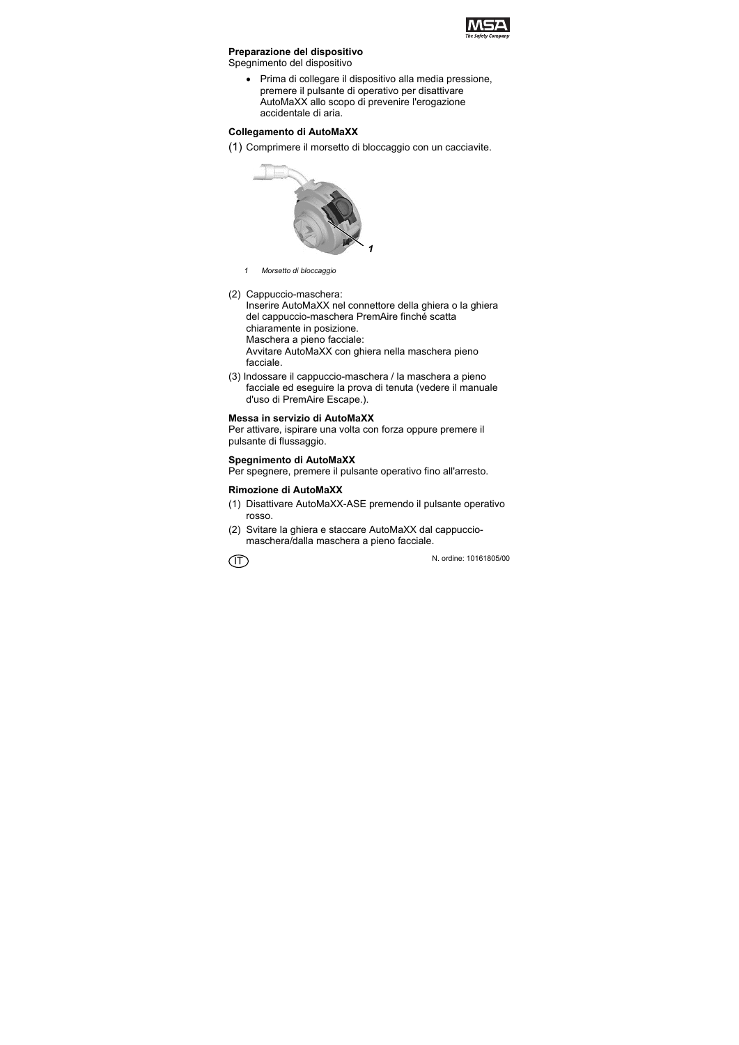**Preparazione del dispositivo**

Spegnimento del dispositivo

- Prima di collegare il dispositivo alla media pressione, premere il pulsante di operativo per disattivare AutoMaXX allo scopo di prevenire l'erogazione accidentale di aria.

**Collegamento di AutoMaXX**

(1) Comprimere il morsetto di bloccaggio con un cacciavite.

*1 Morsetto di bloccaggio*

(2) Cappuccio-maschera:
Inserire AutoMaXX nel connettore della ghiera o la ghiera del cappuccio-maschera PremAire finché scatta chiaramente in posizione.
Maschera a pieno facciale:
Avvitare AutoMaXX con ghiera nella maschera pieno facciale.

(3) Indossare il cappuccio-maschera / la maschera a pieno facciale ed eseguire la prova di tenuta (vedere il manuale d'uso di PremAire Escape.).

**Messa in servizio di AutoMaXX**

Per attivare, ispirare una volta con forza oppure premere il pulsante di flussaggio.

**Spegnimento di AutoMaXX**

Per spegnere, premere il pulsante operativo fino all'arresto.

**Rimozione di AutoMaXX**

(1) Disattivare AutoMaXX-ASE premendo il pulsante operativo rosso.

(2) Svitare la ghiera e staccare AutoMaXX dal cappuccio-maschera/dalla maschera a pieno facciale.

N. ordine: 10161805/00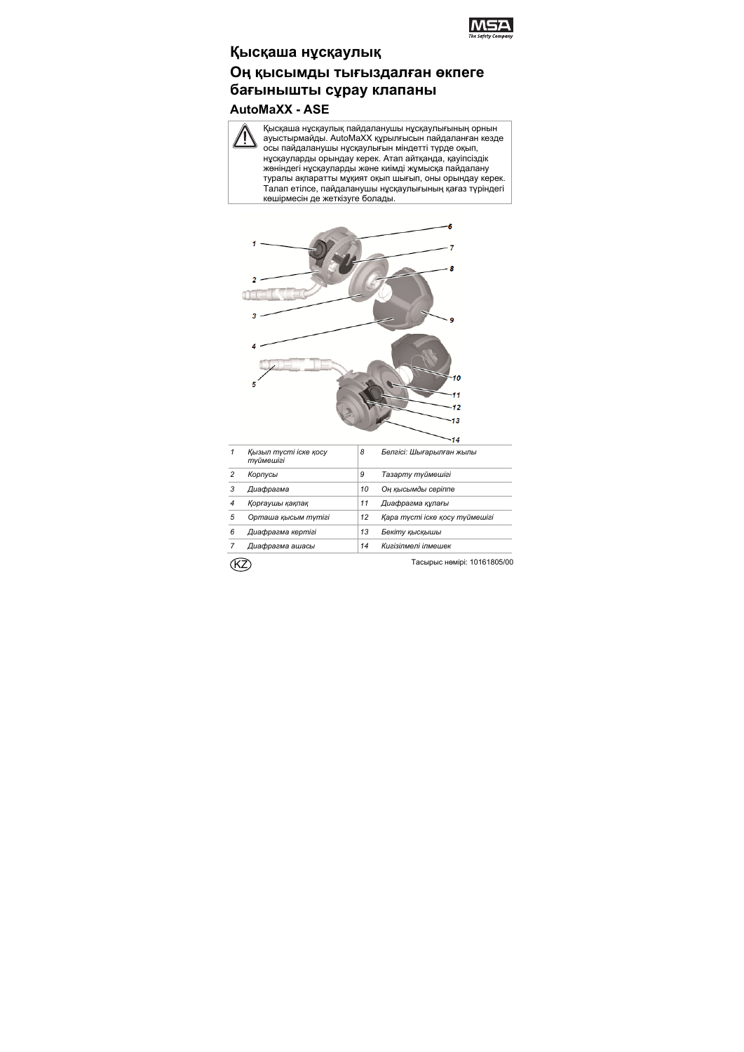# Қысқаша нұсқаулық

# Оң қысымды тығыздалған өкпеге бағынышты сұрау клапаны

## AutoMaXX - ASE

> ⚠ Қысқаша нұсқаулық пайдаланушы нұсқаулығының орнын ауыстырмайды. AutoMaXX құрылғысын пайдаланған кезде осы пайдаланушы нұсқаулығын міндетті түрде оқып, нұсқауларды орындау керек. Атап айтқанда, қауіпсіздік жөніндегі нұсқауларды және киімді жұмысқа пайдалану туралы ақпаратты мұқият оқып шығып, оны орындау керек. Талап етілсе, пайдаланушы нұсқаулығының қағаз түріндегі көшірмесін де жеткізуге болады.

| | | | |
|---|---|---|---|
| 1 | *Қызыл түсті іске қосу түймешігі* | 8 | *Белгісі: Шығарылған жылы* |
| 2 | *Корпусы* | 9 | *Тазарту түймешігі* |
| 3 | *Диафрагма* | 10 | *Оң қысымды серіппе* |
| 4 | *Қорғаушы қақпақ* | 11 | *Диафрагма құлағы* |
| 5 | *Орташа қысым түтігі* | 12 | *Қара түсті іске қосу түймешігі* |
| 6 | *Диафрагма көртігі* | 13 | *Бекіту қысқышы* |
| 7 | *Диафрагма ашасы* | 14 | *Кигізілмелі ілмешек* |

KZ

Тасырыс нөмірі: 10161805/00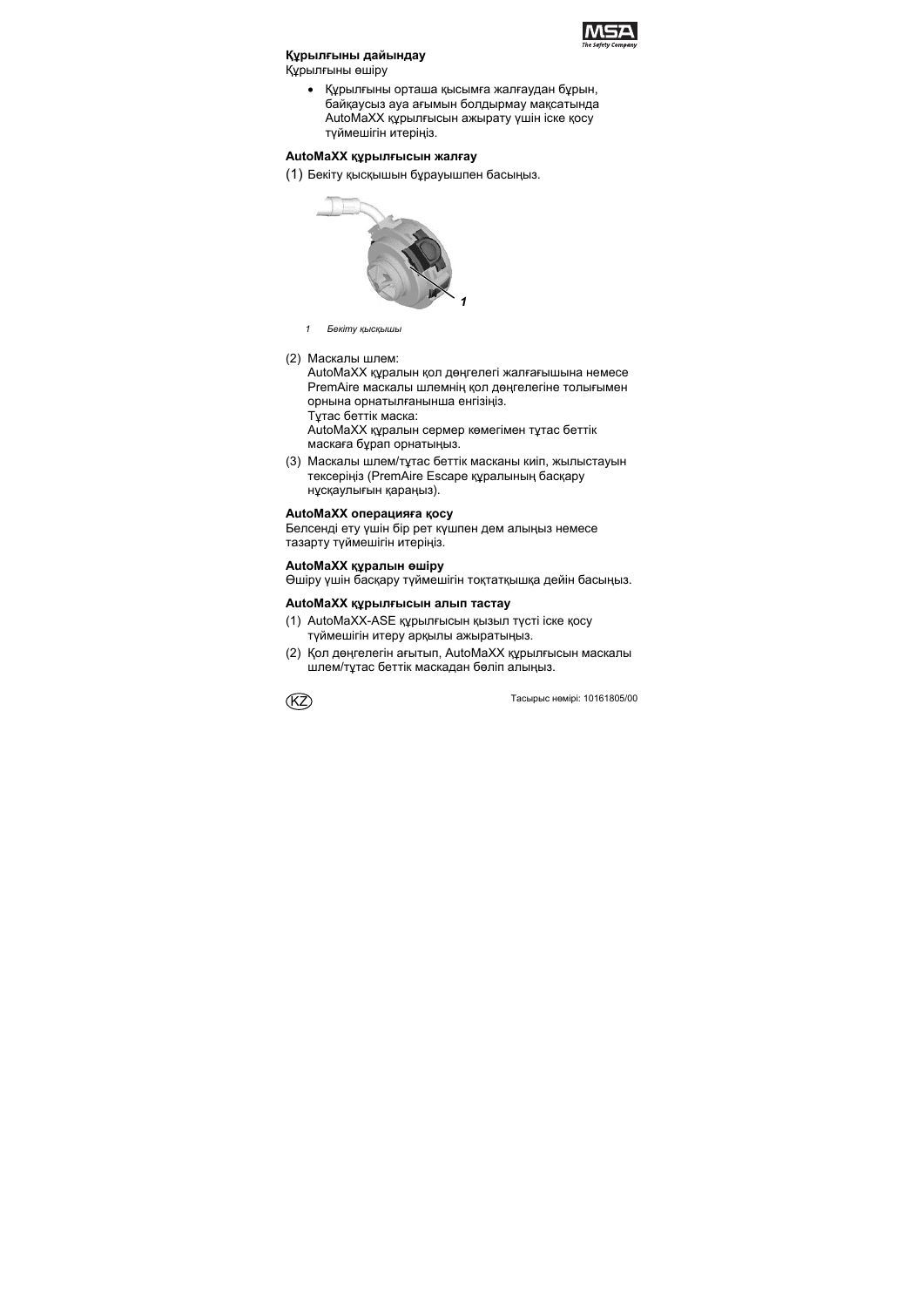**Құрылғыны дайындау**

Құрылғыны өшіру

- Құрылғыны орташа қысымға жалғаудан бұрын, байқаусыз ауа ағымын болдырмау мақсатында AutoMaXX құрылғысын ажырату үшін іске қосу түймешігін итеріңіз.

**AutoMaXX құрылғысын жалғау**

(1) Бекіту қысқышын бұрауышпен басыңыз.

*1 Бекіту қысқышы*

(2) Маскалы шлем:
AutoMaXX құралын қол дөңгелегі жалғағышына немесе PremAire маскалы шлемнің қол дөңгелегіне толығымен орнына орнатылғанынша енгізіңіз.
Тұтас беттік маска:
AutoMaXX құралын сермер көмегімен тұтас беттік маскаға бұрап орнатыңыз.

(3) Маскалы шлем/тұтас беттік масканы киіп, жылыстауын тексеріңіз (PremAire Escape құралының басқару нұсқаулығын қараңыз).

**AutoMaXX операцияға қосу**

Белсенді ету үшін бір рет күшпен дем алыңыз немесе тазарту түймешігін итеріңіз.

**AutoMaXX құралын өшіру**

Өшіру үшін басқару түймешігін тоқтатқышқа дейін басыңыз.

**AutoMaXX құрылғысын алып тастау**

(1) AutoMaXX-ASE құрылғысын қызыл түсті іске қосу түймешігін итеру арқылы ажыратыңыз.

(2) Қол дөңгелегін ағытып, AutoMaXX құрылғысын маскалы шлем/тұтас беттік маскадан бөліп алыңыз.

KZ

Тасырыс нөмірі: 10161805/00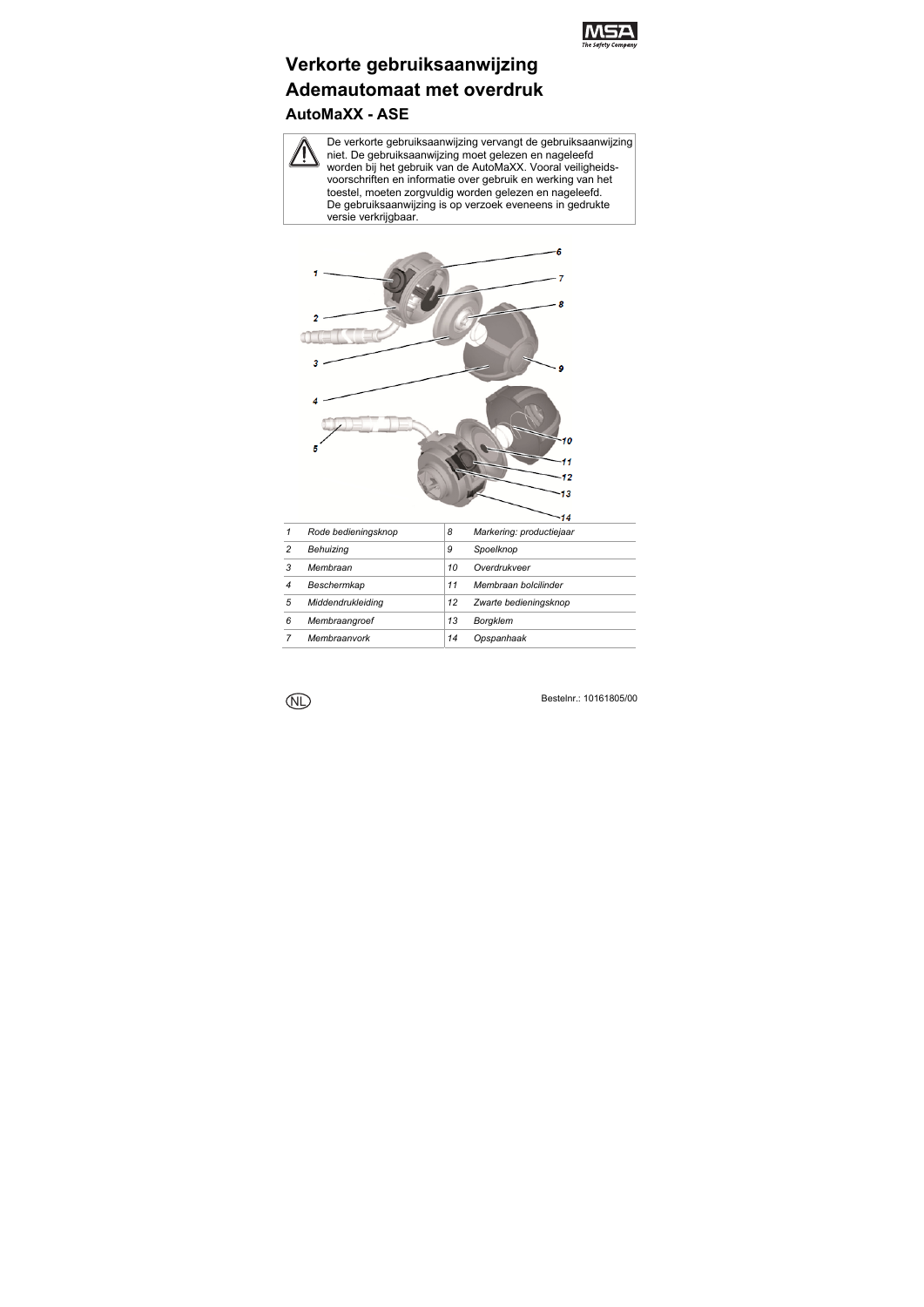# Verkorte gebruiksaanwijzing

# Ademautomaat met overdruk

## AutoMaXX - ASE

> ⚠ De verkorte gebruiksaanwijzing vervangt de gebruiksaanwijzing niet. De gebruiksaanwijzing moet gelezen en nageleefd worden bij het gebruik van de AutoMaXX. Vooral veiligheidsvoorschriften en informatie over gebruik en werking van het toestel, moeten zorgvuldig worden gelezen en nageleefd.
> De gebruiksaanwijzing is op verzoek eveneens in gedrukte versie verkrijgbaar.

| | | | |
|---|---|---|---|
| 1 | *Rode bedieningsknop* | 8 | *Markering: productiejaar* |
| 2 | *Behuizing* | 9 | *Spoelknop* |
| 3 | *Membraan* | 10 | *Overdrukveer* |
| 4 | *Beschermkap* | 11 | *Membraan bolcilinder* |
| 5 | *Middendrukleiding* | 12 | *Zwarte bedieningsknop* |
| 6 | *Membraangroef* | 13 | *Borgklem* |
| 7 | *Membraanvork* | 14 | *Opspanhaak* |

NL

Bestelnr.: 10161805/00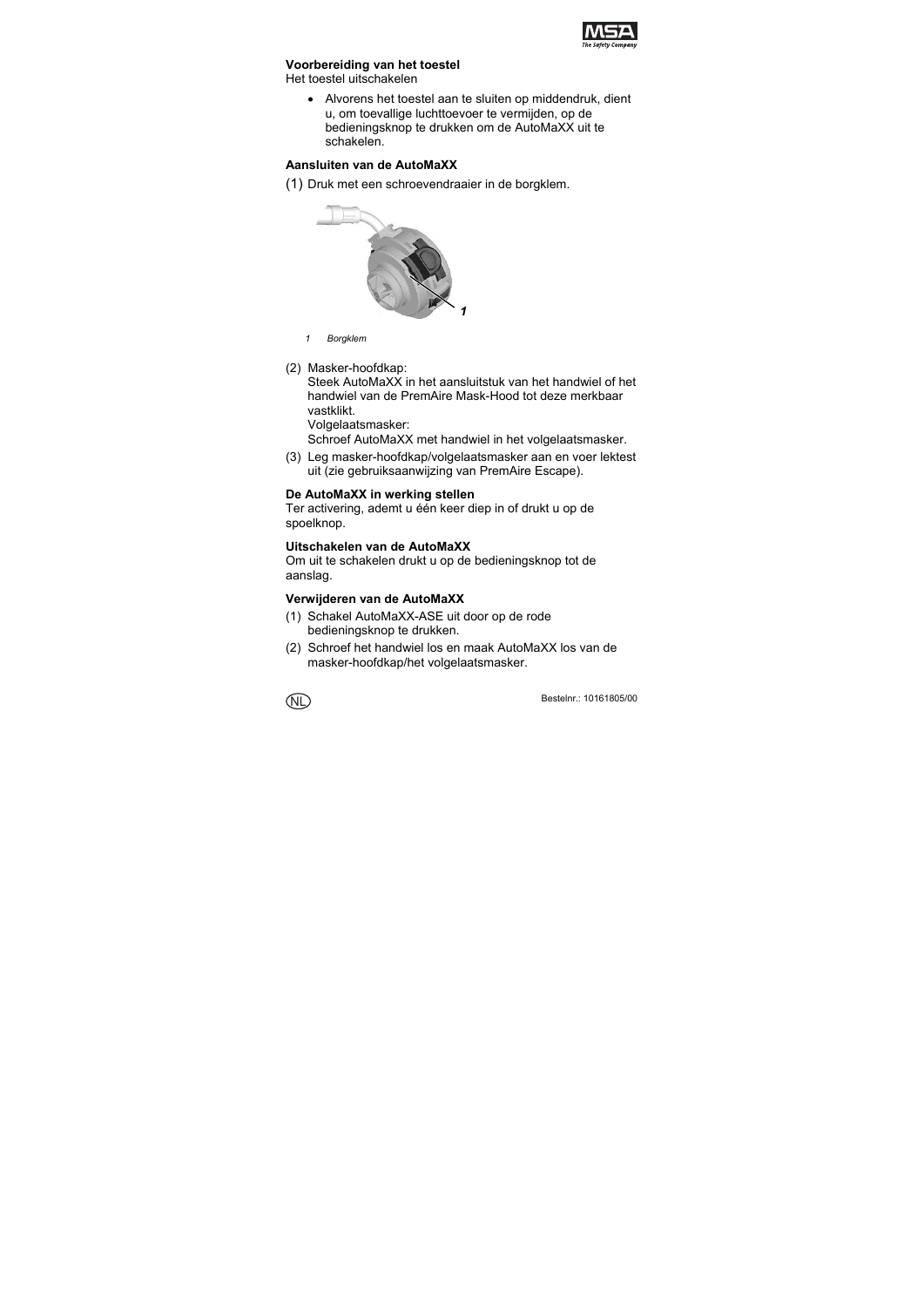### Voorbereiding van het toestel

Het toestel uitschakelen

- Alvorens het toestel aan te sluiten op middendruk, dient u, om toevallige luchttoevoer te vermijden, op de bedieningsknop te drukken om de AutoMaXX uit te schakelen.

### Aansluiten van de AutoMaXX

(1) Druk met een schroevendraaier in de borgklem.

*1 Borgklem*

(2) Masker-hoofdkap:
Steek AutoMaXX in het aansluitstuk van het handwiel of het handwiel van de PremAire Mask-Hood tot deze merkbaar vastklikt.
Volgelaatsmasker:
Schroef AutoMaXX met handwiel in het volgelaatsmasker.

(3) Leg masker-hoofdkap/volgelaatsmasker aan en voer lektest uit (zie gebruiksaanwijzing van PremAire Escape).

### De AutoMaXX in werking stellen

Ter activering, ademt u één keer diep in of drukt u op de spoelknop.

### Uitschakelen van de AutoMaXX

Om uit te schakelen drukt u op de bedieningsknop tot de aanslag.

### Verwijderen van de AutoMaXX

(1) Schakel AutoMaXX-ASE uit door op de rode bedieningsknop te drukken.

(2) Schroef het handwiel los en maak AutoMaXX los van de masker-hoofdkap/het volgelaatsmasker.

Bestelnr.: 10161805/00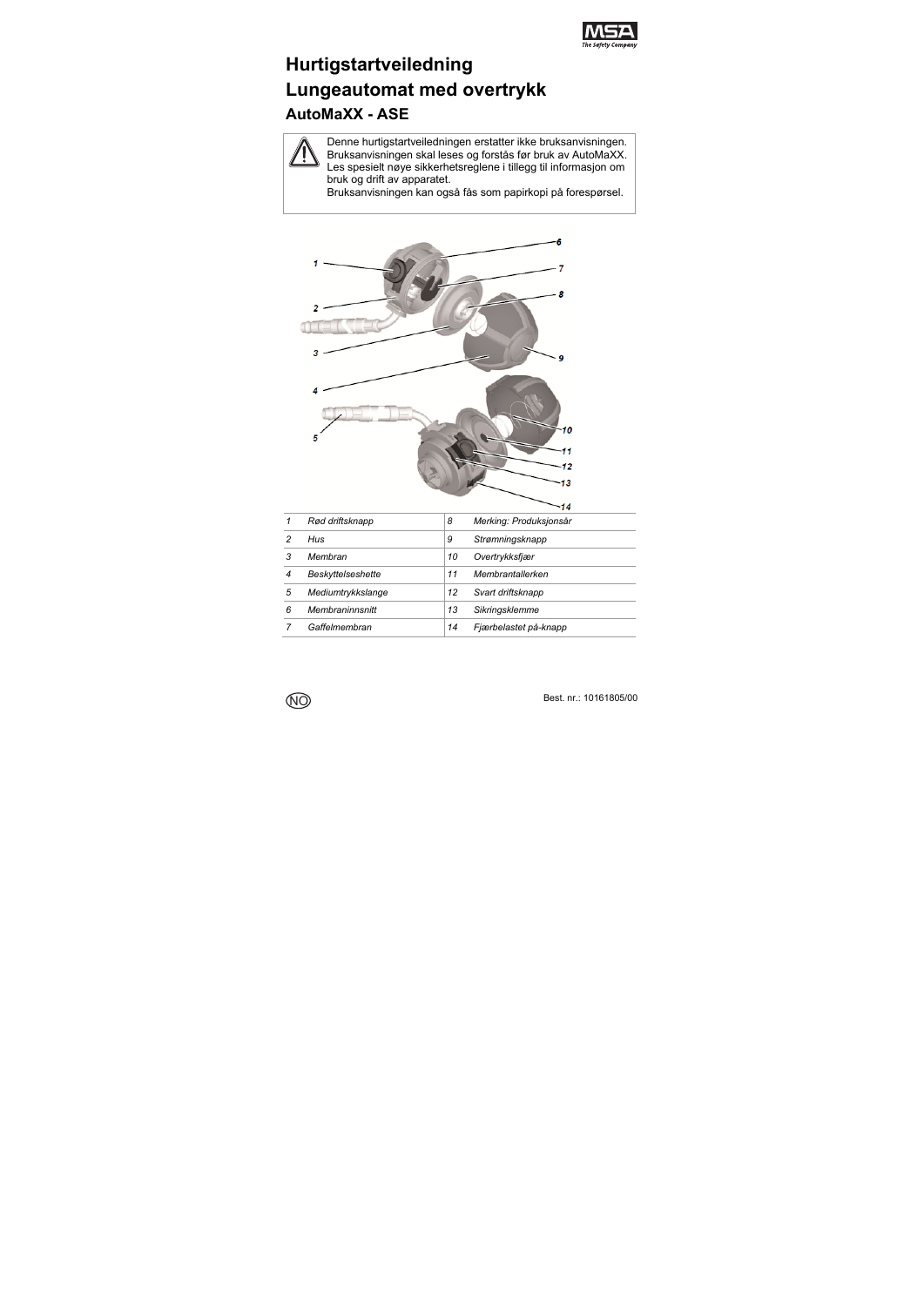# Hurtigstartveiledning
# Lungeautomat med overtrykk
## AutoMaXX - ASE

> ⚠ Denne hurtigstartveiledningen erstatter ikke bruksanvisningen. Bruksanvisningen skal leses og forstås før bruk av AutoMaXX. Les spesielt nøye sikkerhetsreglene i tillegg til informasjon om bruk og drift av apparatet.
> Bruksanvisningen kan også fås som papirkopi på forespørsel.

| | | | |
|---|---|---|---|
| *1* | *Rød driftsknapp* | *8* | *Merking: Produksjonsår* |
| *2* | *Hus* | *9* | *Strømningsknapp* |
| *3* | *Membran* | *10* | *Overtrykksfjær* |
| *4* | *Beskyttelseshette* | *11* | *Membrantallerken* |
| *5* | *Mediumtrykkslange* | *12* | *Svart driftsknapp* |
| *6* | *Membraninnsnitt* | *13* | *Sikringsklemme* |
| *7* | *Gaffelmembran* | *14* | *Fjærbelastet på-knapp* |

NO

Best. nr.: 10161805/00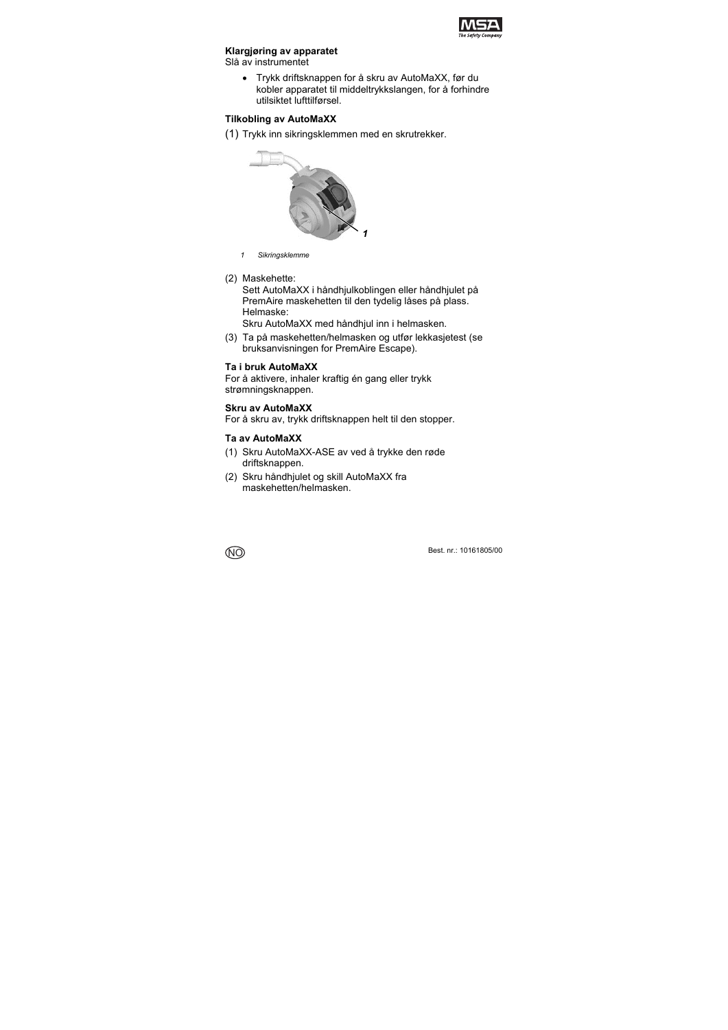**Klargjøring av apparatet**

Slå av instrumentet

- Trykk driftsknappen for å skru av AutoMaXX, før du kobler apparatet til middeltrykkslangen, for å forhindre utilsiktet lufttilførsel.

**Tilkobling av AutoMaXX**

(1) Trykk inn sikringsklemmen med en skrutrekker.

1 Sikringsklemme

(2) Maskehette:
Sett AutoMaXX i håndhjulkoblingen eller håndhjulet på PremAire maskehetten til den tydelig låses på plass.
Helmaske:
Skru AutoMaXX med håndhjul inn i helmasken.

(3) Ta på maskehetten/helmasken og utfør lekkasjetest (se bruksanvisningen for PremAire Escape).

**Ta i bruk AutoMaXX**

For å aktivere, inhaler kraftig én gang eller trykk strømningsknappen.

**Skru av AutoMaXX**

For å skru av, trykk driftsknappen helt til den stopper.

**Ta av AutoMaXX**

(1) Skru AutoMaXX-ASE av ved å trykke den røde driftsknappen.

(2) Skru håndhjulet og skill AutoMaXX fra maskehetten/helmasken.

Best. nr.: 10161805/00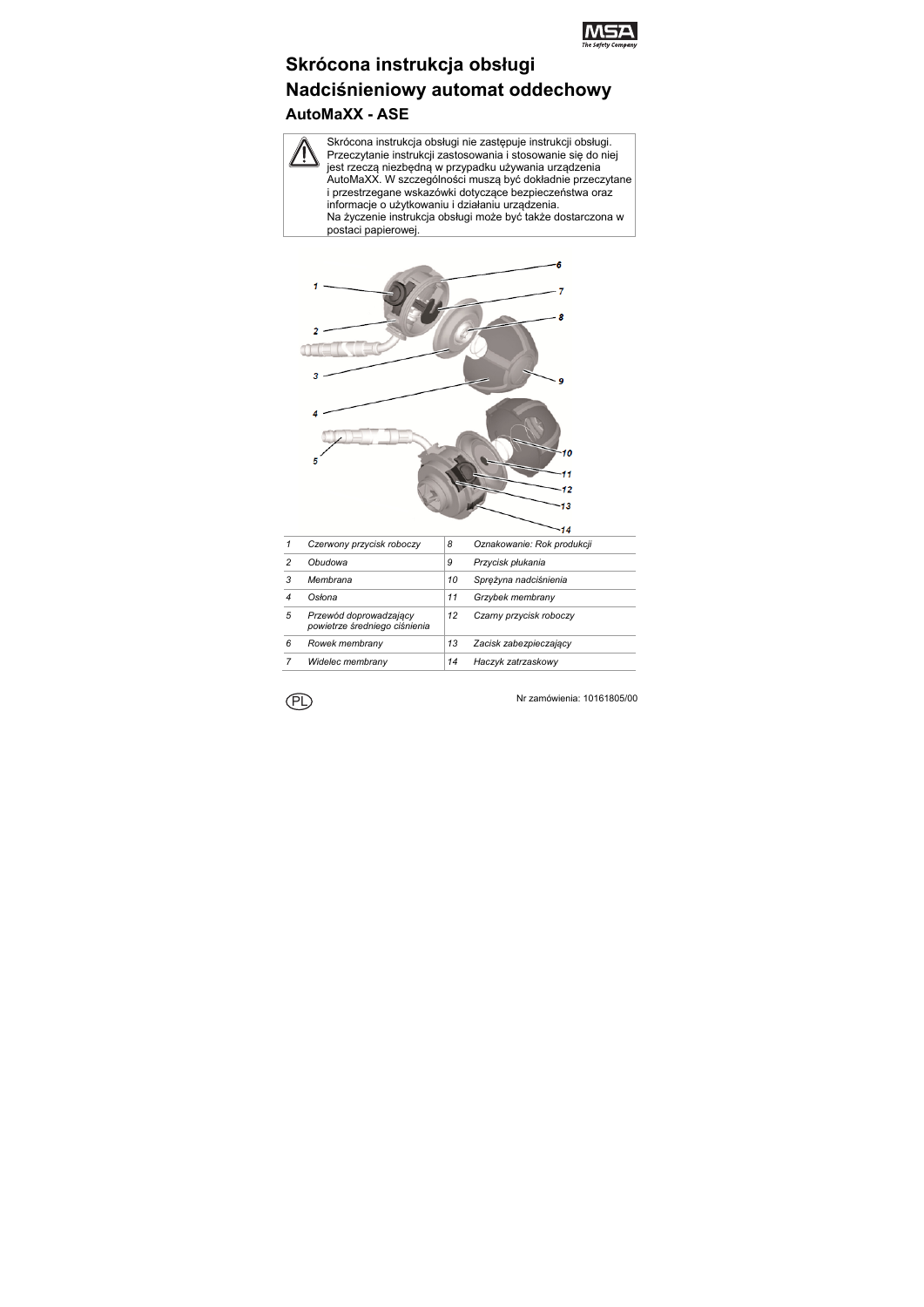# Skrócona instrukcja obsługi

# Nadciśnieniowy automat oddechowy

## AutoMaXX - ASE

> Skrócona instrukcja obsługi nie zastępuje instrukcji obsługi. Przeczytanie instrukcji zastosowania i stosowanie się do niej jest rzeczą niezbędną w przypadku używania urządzenia AutoMaXX. W szczególności muszą być dokładnie przeczytane i przestrzegane wskazówki dotyczące bezpieczeństwa oraz informacje o użytkowaniu i działaniu urządzenia.
> Na życzenie instrukcja obsługi może być także dostarczona w postaci papierowej.

| | | | |
|---|---|---|---|
| 1 | *Czerwony przycisk roboczy* | 8 | *Oznakowanie: Rok produkcji* |
| 2 | *Obudowa* | 9 | *Przycisk płukania* |
| 3 | *Membrana* | 10 | *Sprężyna nadciśnienia* |
| 4 | *Osłona* | 11 | *Grzybek membrany* |
| 5 | *Przewód doprowadzający powietrze średniego ciśnienia* | 12 | *Czarny przycisk roboczy* |
| 6 | *Rowek membrany* | 13 | *Zacisk zabezpieczający* |
| 7 | *Widelec membrany* | 14 | *Haczyk zatrzaskowy* |

PL

Nr zamówienia: 10161805/00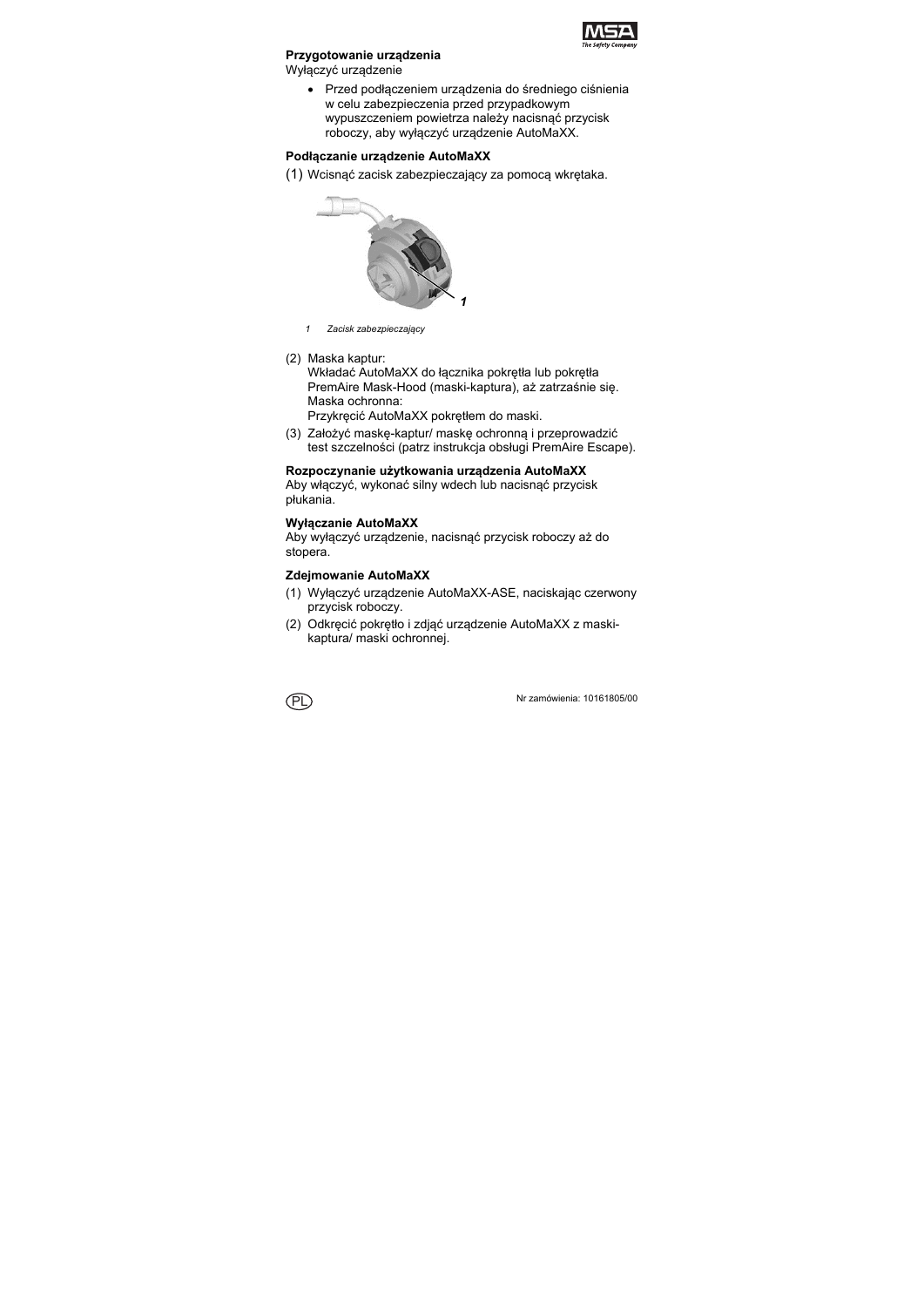### Przygotowanie urządzenia

Wyłączyć urządzenie

- Przed podłączeniem urządzenia do średniego ciśnienia w celu zabezpieczenia przed przypadkowym wypuszczeniem powietrza należy nacisnąć przycisk roboczy, aby wyłączyć urządzenie AutoMaXX.

### Podłączanie urządzenie AutoMaXX

(1) Wcisnąć zacisk zabezpieczający za pomocą wkrętaka.

*1 Zacisk zabezpieczający*

(2) Maska kaptur:
Wkładać AutoMaXX do łącznika pokrętła lub pokrętła PremAire Mask-Hood (maski-kaptura), aż zatrzaśnie się.
Maska ochronna:
Przykręcić AutoMaXX pokrętłem do maski.

(3) Założyć maskę-kaptur/ maskę ochronną i przeprowadzić test szczelności (patrz instrukcja obsługi PremAire Escape).

### Rozpoczynanie użytkowania urządzenia AutoMaXX

Aby włączyć, wykonać silny wdech lub nacisnąć przycisk płukania.

### Wyłączanie AutoMaXX

Aby wyłączyć urządzenie, nacisnąć przycisk roboczy aż do stopera.

### Zdejmowanie AutoMaXX

(1) Wyłączyć urządzenie AutoMaXX-ASE, naciskając czerwony przycisk roboczy.

(2) Odkręcić pokrętło i zdjąć urządzenie AutoMaXX z maski-kaptura/ maski ochronnej.

PL

Nr zamówienia: 10161805/00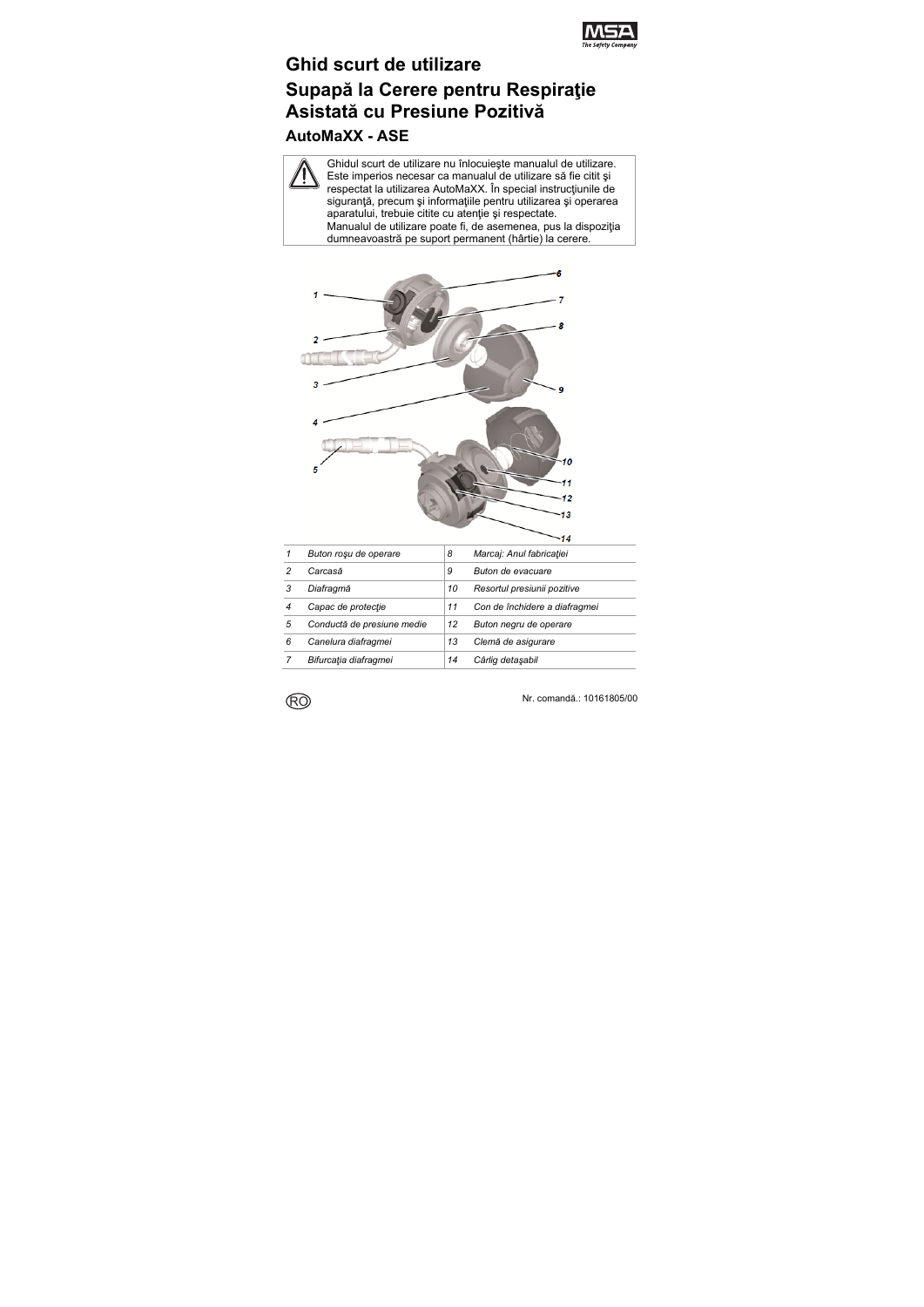# Ghid scurt de utilizare

# Supapă la Cerere pentru Respiraţie Asistată cu Presiune Pozitivă

## AutoMaXX - ASE

> ⚠ Ghidul scurt de utilizare nu înlocuieşte manualul de utilizare. Este imperios necesar ca manualul de utilizare să fie citit şi respectat la utilizarea AutoMaXX. În special instrucţiunile de siguranţă, precum şi informaţiile pentru utilizarea şi operarea aparatului, trebuie citite cu atenţie şi respectate.
> Manualul de utilizare poate fi, de asemenea, pus la dispoziţia dumneavoastră pe suport permanent (hârtie) la cerere.

| | | | |
|---|---|---|---|
| 1 | *Buton roşu de operare* | 8 | *Marcaj: Anul fabricaţiei* |
| 2 | *Carcasă* | 9 | *Buton de evacuare* |
| 3 | *Diafragmă* | 10 | *Resortul presiunii pozitive* |
| 4 | *Capac de protecţie* | 11 | *Con de închidere a diafragmei* |
| 5 | *Conductă de presiune medie* | 12 | *Buton negru de operare* |
| 6 | *Canelura diafragmei* | 13 | *Clemă de asigurare* |
| 7 | *Bifurcaţia diafragmei* | 14 | *Cârlig detaşabil* |

RO

Nr. comandă.: 10161805/00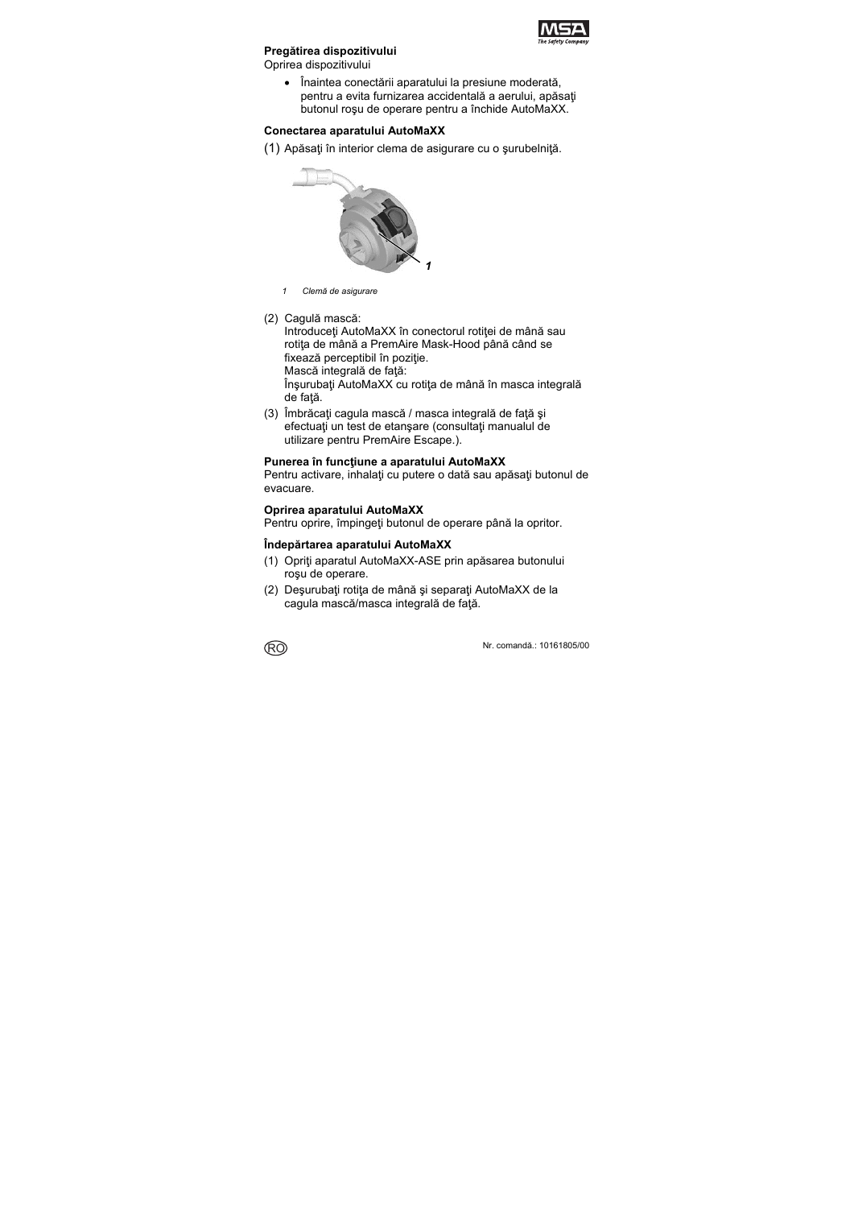**Pregătirea dispozitivului**

Oprirea dispozitivului

- Înaintea conectării aparatului la presiune moderată, pentru a evita furnizarea accidentală a aerului, apăsaţi butonul roşu de operare pentru a închide AutoMaXX.

**Conectarea aparatului AutoMaXX**

(1) Apăsaţi în interior clema de asigurare cu o şurubelniţă.

*1 Clemă de asigurare*

(2) Cagulă mască:
Introduceţi AutoMaXX în conectorul rotiţei de mână sau rotiţa de mână a PremAire Mask-Hood până când se fixează perceptibil în poziţie.
Mască integrală de faţă:
Înşurubaţi AutoMaXX cu rotiţa de mână în masca integrală de faţă.

(3) Îmbrăcaţi cagula mască / masca integrală de faţă şi efectuaţi un test de etanşare (consultaţi manualul de utilizare pentru PremAire Escape.).

**Punerea în funcţiune a aparatului AutoMaXX**

Pentru activare, inhalaţi cu putere o dată sau apăsaţi butonul de evacuare.

**Oprirea aparatului AutoMaXX**

Pentru oprire, împingeţi butonul de operare până la opritor.

**Îndepărtarea aparatului AutoMaXX**

(1) Opriţi aparatul AutoMaXX-ASE prin apăsarea butonului roşu de operare.

(2) Deşurubaţi rotiţa de mână şi separaţi AutoMaXX de la cagula mască/masca integrală de faţă.

Nr. comandă.: 10161805/00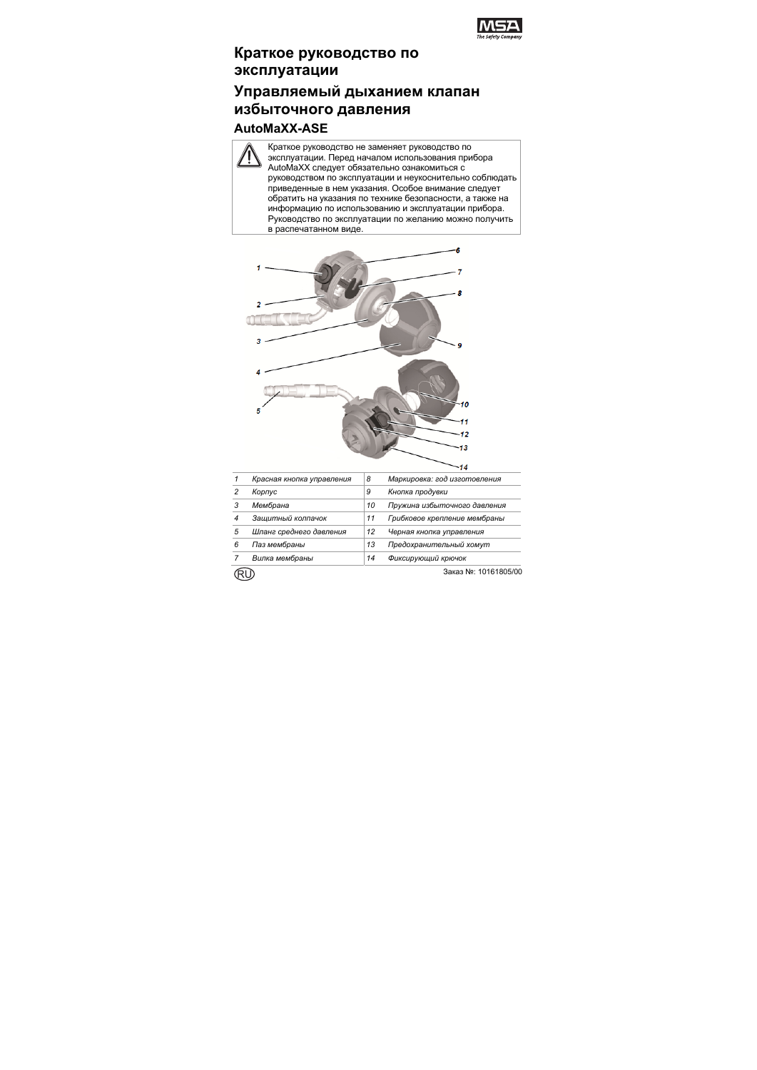# Краткое руководство по эксплуатации

# Управляемый дыханием клапан избыточного давления

## AutoMaXX-ASE

> ⚠ Краткое руководство не заменяет руководство по эксплуатации. Перед началом использования прибора AutoMaXX следует обязательно ознакомиться с руководством по эксплуатации и неукоснительно соблюдать приведенные в нем указания. Особое внимание следует обратить на указания по технике безопасности, а также на информацию по использованию и эксплуатации прибора. Руководство по эксплуатации по желанию можно получить в распечатанном виде.

| | | | |
|---|---|---|---|
| 1 | *Красная кнопка управления* | 8 | *Маркировка: год изготовления* |
| 2 | *Корпус* | 9 | *Кнопка продувки* |
| 3 | *Мембрана* | 10 | *Пружина избыточного давления* |
| 4 | *Защитный колпачок* | 11 | *Грибковое крепление мембраны* |
| 5 | *Шланг среднего давления* | 12 | *Черная кнопка управления* |
| 6 | *Паз мембраны* | 13 | *Предохранительный хомут* |
| 7 | *Вилка мембраны* | 14 | *Фиксирующий крючок* |

RU

Заказ №: 10161805/00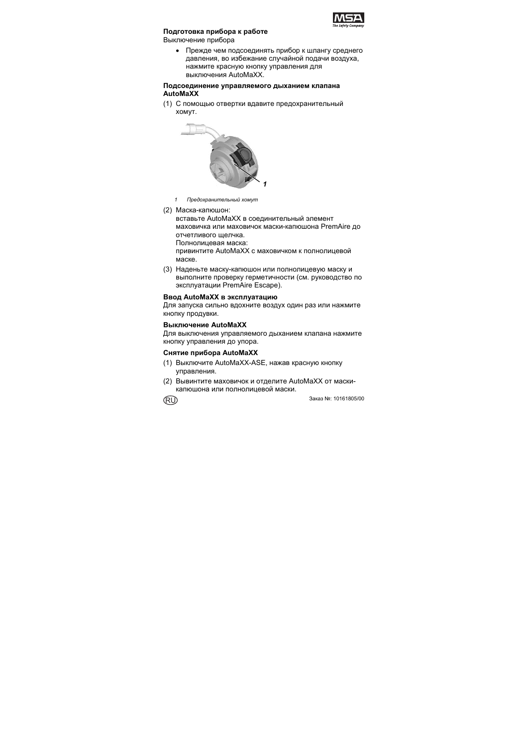**Подготовка прибора к работе**

Выключение прибора

- Прежде чем подсоединять прибор к шлангу среднего давления, во избежание случайной подачи воздуха, нажмите красную кнопку управления для выключения AutoMaXX.

**Подсоединение управляемого дыханием клапана AutoMaXX**

(1) С помощью отвертки вдавите предохранительный хомут.

*1 Предохранительный хомут*

(2) Маска-капюшон:
вставьте AutoMaXX в соединительный элемент маховичка или маховичок маски-капюшона PremAire до отчетливого щелчка.
Полнолицевая маска:
привинтите AutoMaXX с маховичком к полнолицевой маске.

(3) Наденьте маску-капюшон или полнолицевую маску и выполните проверку герметичности (см. руководство по эксплуатации PremAire Escape).

**Ввод AutoMaXX в эксплуатацию**

Для запуска сильно вдохните воздух один раз или нажмите кнопку продувки.

**Выключение AutoMaXX**

Для выключения управляемого дыханием клапана нажмите кнопку управления до упора.

**Снятие прибора AutoMaXX**

(1) Выключите AutoMaXX-ASE, нажав красную кнопку управления.

(2) Вывинтите маховичок и отделите AutoMaXX от маски-капюшона или полнолицевой маски.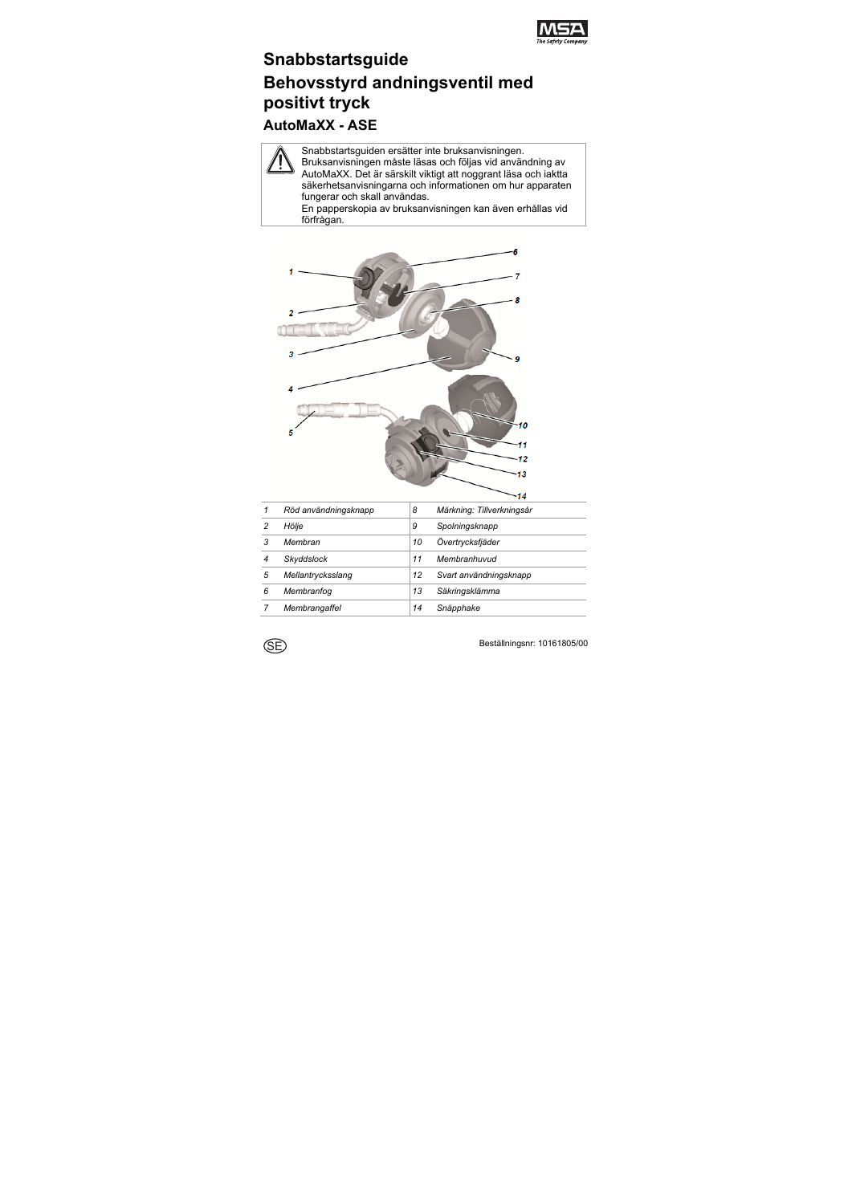# Snabbstartsguide

# Behovsstyrd andningsventil med positivt tryck

## AutoMaXX - ASE

> ⚠ Snabbstartsguiden ersätter inte bruksanvisningen. Bruksanvisningen måste läsas och följas vid användning av AutoMaXX. Det är särskilt viktigt att noggrant läsa och iaktta säkerhetsanvisningarna och informationen om hur apparaten fungerar och skall användas.
> En papperskopia av bruksanvisningen kan även erhållas vid förfrågan.

| | | | |
|---|---|---|---|
| *1* | *Röd användningsknapp* | *8* | *Märkning: Tillverkningsår* |
| *2* | *Hölje* | *9* | *Spolningsknapp* |
| *3* | *Membran* | *10* | *Övertrycksfjäder* |
| *4* | *Skyddslock* | *11* | *Membranhuvud* |
| *5* | *Mellantrycksslang* | *12* | *Svart användningsknapp* |
| *6* | *Membranfog* | *13* | *Säkringsklämma* |
| *7* | *Membrangaffel* | *14* | *Snäpphake* |

SE

Beställningsnr: 10161805/00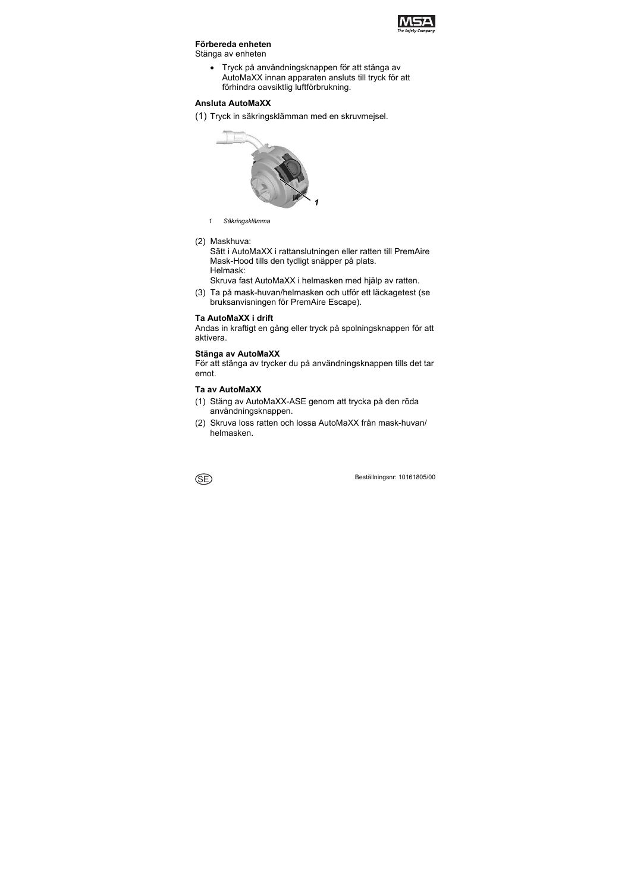### Förbereda enheten

Stänga av enheten

- Tryck på användningsknappen för att stänga av AutoMaXX innan apparaten ansluts till tryck för att förhindra oavsiktlig luftförbrukning.

### Ansluta AutoMaXX

(1) Tryck in säkringsklämman med en skruvmejsel.

1 Säkringsklämma

(2) Maskhuva:
Sätt i AutoMaXX i rattanslutningen eller ratten till PremAire Mask-Hood tills den tydligt snäpper på plats.
Helmask:
Skruva fast AutoMaXX i helmasken med hjälp av ratten.

(3) Ta på mask-huvan/helmasken och utför ett läckagetest (se bruksanvisningen för PremAire Escape).

### Ta AutoMaXX i drift

Andas in kraftigt en gång eller tryck på spolningsknappen för att aktivera.

### Stänga av AutoMaXX

För att stänga av trycker du på användningsknappen tills det tar emot.

### Ta av AutoMaXX

(1) Stäng av AutoMaXX-ASE genom att trycka på den röda användningsknappen.

(2) Skruva loss ratten och lossa AutoMaXX från mask-huvan/ helmasken.

SE

Beställningsnr: 10161805/00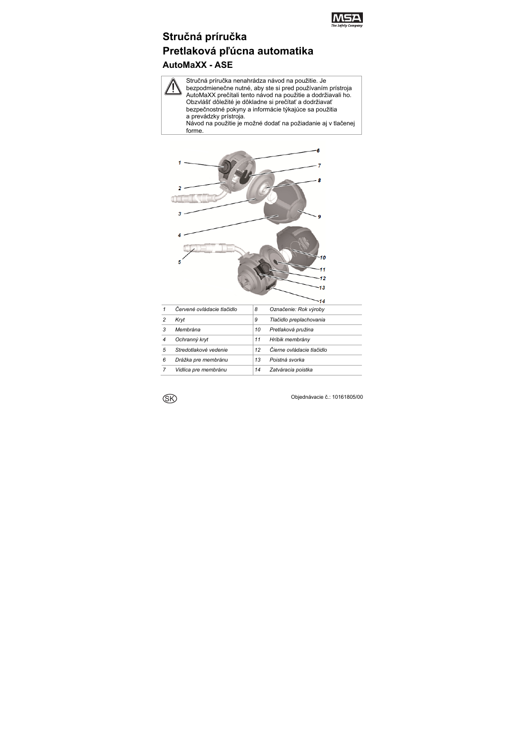# Stručná príručka

# Pretlaková pľúcna automatika

## AutoMaXX - ASE

> ⚠ Stručná príručka nenahrádza návod na použitie. Je bezpodmienečne nutné, aby ste si pred používaním prístroja AutoMaXX prečítali tento návod na použitie a dodržiavali ho. Obzvlášť dôležité je dôkladne si prečítať a dodržiavať bezpečnostné pokyny a informácie týkajúce sa použitia a prevádzky prístroja.
> Návod na použitie je možné dodať na požiadanie aj v tlačenej forme.

| | | | |
|---|---|---|---|
| 1 | *Červené ovládacie tlačidlo* | 8 | *Označenie: Rok výroby* |
| 2 | *Kryt* | 9 | *Tlačidlo preplachovania* |
| 3 | *Membrána* | 10 | *Pretlaková pružina* |
| 4 | *Ochranný kryt* | 11 | *Hríbik membrány* |
| 5 | *Stredotlakové vedenie* | 12 | *Čierne ovládacie tlačidlo* |
| 6 | *Drážka pre membránu* | 13 | *Poistná svorka* |
| 7 | *Vidlica pre membránu* | 14 | *Zatváracia poistka* |

SK

Objednávacie č.: 10161805/00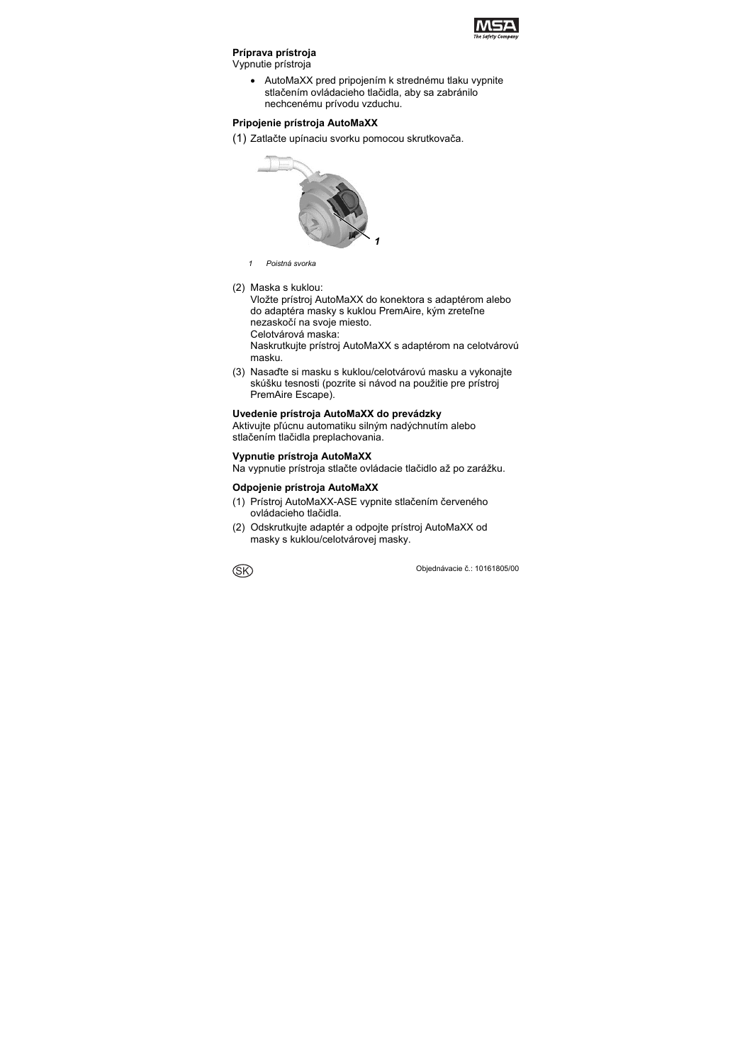**Príprava prístroja**

Vypnutie prístroja

- AutoMaXX pred pripojením k strednému tlaku vypnite stlačením ovládacieho tlačidla, aby sa zabránilo nechcenému prívodu vzduchu.

**Pripojenie prístroja AutoMaXX**

(1) Zatlačte upínaciu svorku pomocou skrutkovača.

*1 Poistná svorka*

(2) Maska s kuklou:
Vložte prístroj AutoMaXX do konektora s adaptérom alebo do adaptéra masky s kuklou PremAire, kým zreteľne nezaskočí na svoje miesto.
Celotvárová maska:
Naskrutkujte prístroj AutoMaXX s adaptérom na celotvárovú masku.

(3) Nasaďte si masku s kuklou/celotvárovú masku a vykonajte skúšku tesnosti (pozrite si návod na použitie pre prístroj PremAire Escape).

**Uvedenie prístroja AutoMaXX do prevádzky**

Aktivujte pľúcnu automatiku silným nadýchnutím alebo stlačením tlačidla preplachovania.

**Vypnutie prístroja AutoMaXX**

Na vypnutie prístroja stlačte ovládacie tlačidlo až po zarážku.

**Odpojenie prístroja AutoMaXX**

(1) Prístroj AutoMaXX-ASE vypnite stlačením červeného ovládacieho tlačidla.

(2) Odskrutkujte adaptér a odpojte prístroj AutoMaXX od masky s kuklou/celotvárovej masky.

Objednávacie č.: 10161805/00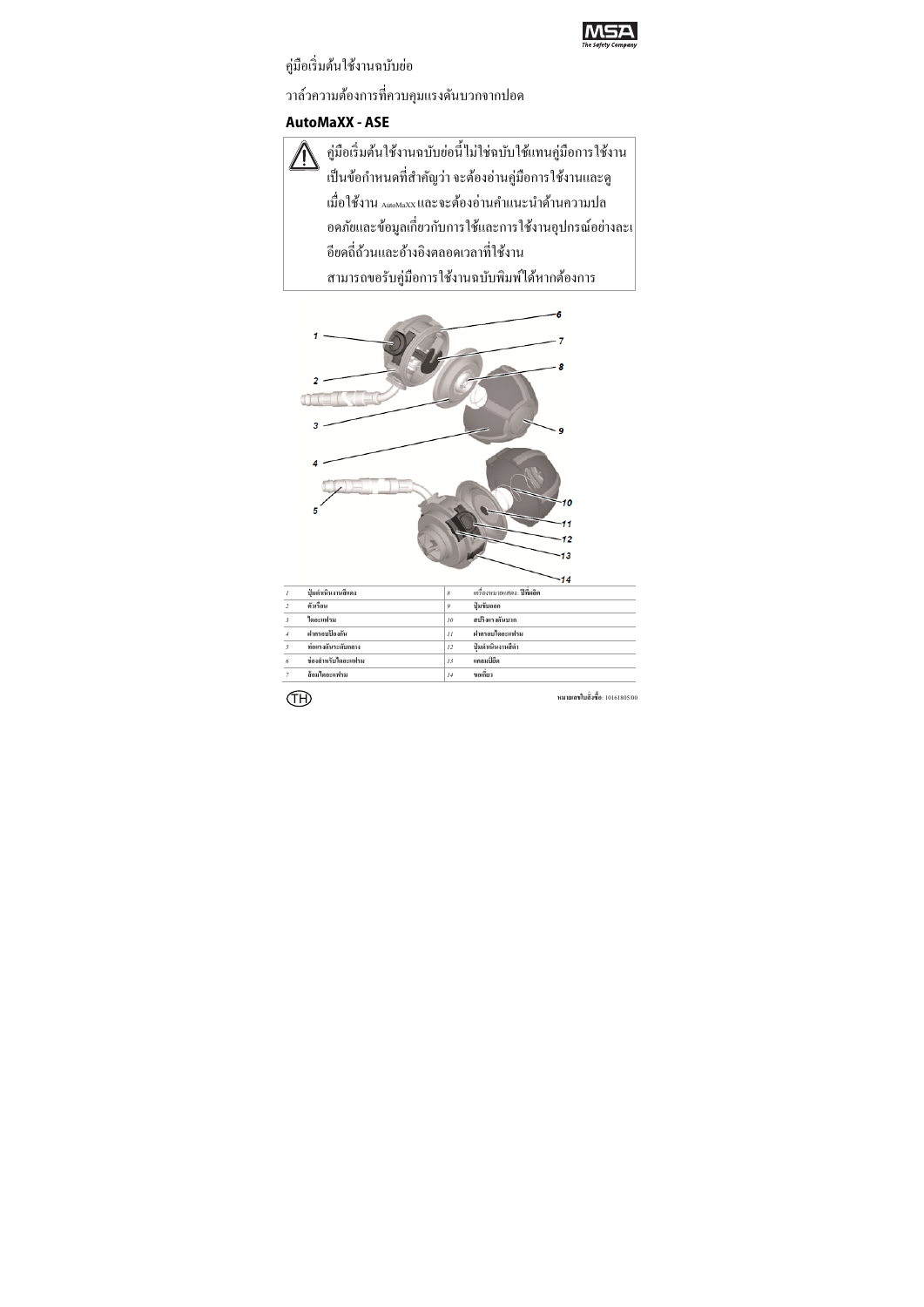คู่มือเริ่มต้นใช้งานฉบับย่อ

วาล์วความต้องการที่ควบคุมแรงดันบวกจากปอด

## AutoMaXX - ASE

> ⚠ คู่มือเริ่มต้นใช้งานฉบับย่อนี้ไม่ใช่ฉบับใช้แทนคู่มือการใช้งาน เป็นข้อกำหนดที่สำคัญว่า จะต้องอ่านคู่มือการใช้งานและดู เมื่อใช้งาน AutoMaXX และจะต้องอ่านคำแนะนำด้านความปลอดภัยและข้อมูลเกี่ยวกับการใช้และการใช้งานอุปกรณ์อย่างละเอียดถี่ถ้วนและอ้างอิงตลอดเวลาที่ใช้งาน สามารถขอรับคู่มือการใช้งานฉบับพิมพ์ได้หากต้องการ

| | | | |
|---|---|---|---|
| 1 | ปุ่มดำเนินงานสีแดง | 8 | เครื่องหมายแสดง: ปีที่ผลิต |
| 2 | ตัวเรือน | 9 | ปุ่มซับออก |
| 3 | ไดอะแฟรม | 10 | สปริงแรงดันบวก |
| 4 | ฝาครอบป้องกัน | 11 | ฝาครอบไดอะแฟรม |
| 5 | ท่อแรงดันระดับกลาง | 12 | ปุ่มดำเนินงานสีดำ |
| 6 | ช่องสำหรับไดอะแฟรม | 13 | แคลมป์ปิด |
| 7 | ล้อมไดอะแฟรม | 14 | ขอเกี่ยว |

หมายเลขใบสั่งซื้อ: 10161805/00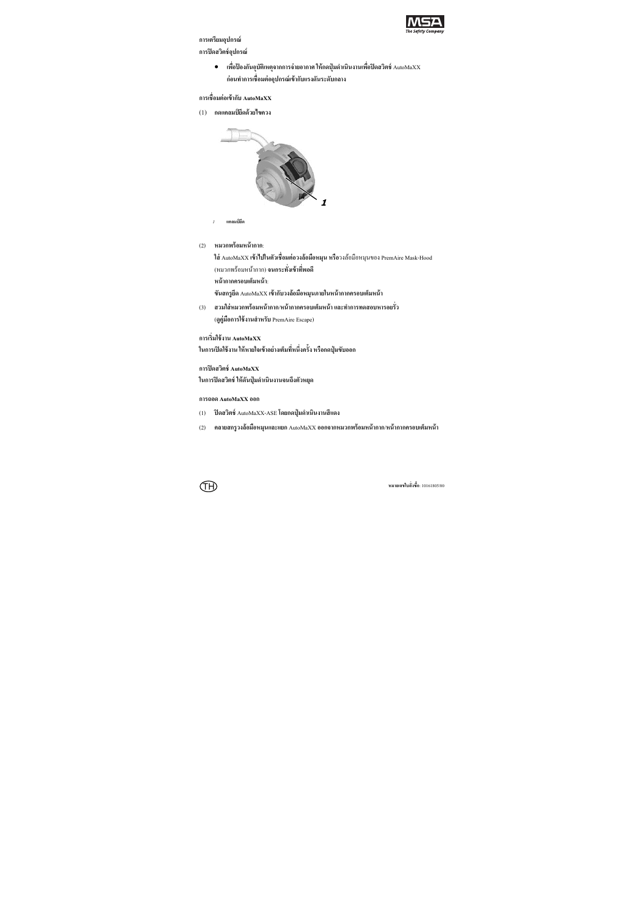## การเตรียมอุปกรณ์

### การปิดสวิตช์อุปกรณ์

- เพื่อป้องกันอุบัติเหตุจากการจ่ายอากาศ ให้กดปุ่มดำเนินงานเพื่อปิดสวิตช์ AutoMaXX ก่อนทำการเชื่อมต่ออุปกรณ์เข้ากับแรงดันระดับกลาง

### การเชื่อมต่อเข้ากับ AutoMaXX

(1) กดแคลมป์ยึดด้วยไขควง

1 แคลมป์ยึด

(2) หมวกพร้อมหน้ากาก:

ใส่ AutoMaXX เข้าไปในตัวเชื่อมต่อวงล้อมือหมุน หรือวงล้อมือหมุนของ PremAire Mask-Hood (หมวกพร้อมหน้ากาก) จนกระทั่งเข้าที่พอดี

หน้ากากครอบเต็มหน้า:

ขันสกรูยึด AutoMaXX เข้ากับวงล้อมือหมุนภายในหน้ากากครอบเต็มหน้า

(3) สวมใส่หมวกพร้อมหน้ากาก/หน้ากากครอบเต็มหน้า และทำการทดสอบหารอยรั่ว (ดูคู่มือการใช้งานสำหรับ PremAire Escape)

### การเริ่มใช้งาน AutoMaXX

ในการเปิดใช้งาน ให้หายใจเข้าอย่างเต็มที่หนึ่งครั้ง หรือกดปุ่มขับออก

### การปิดสวิตช์ AutoMaXX

ในการปิดสวิตช์ ให้ดันปุ่มดำเนินงานจนถึงตัวหยุด

### การถอด AutoMaXX ออก

(1) ปิดสวิตช์ AutoMaXX-ASE โดยกดปุ่มดำเนินงานสีแดง

(2) คลายสกรูวงล้อมือหมุนและแยก AutoMaXX ออกจากหมวกพร้อมหน้ากาก/หน้ากากครอบเต็มหน้า

หมายเลขใบสั่งซื้อ: 10161805/00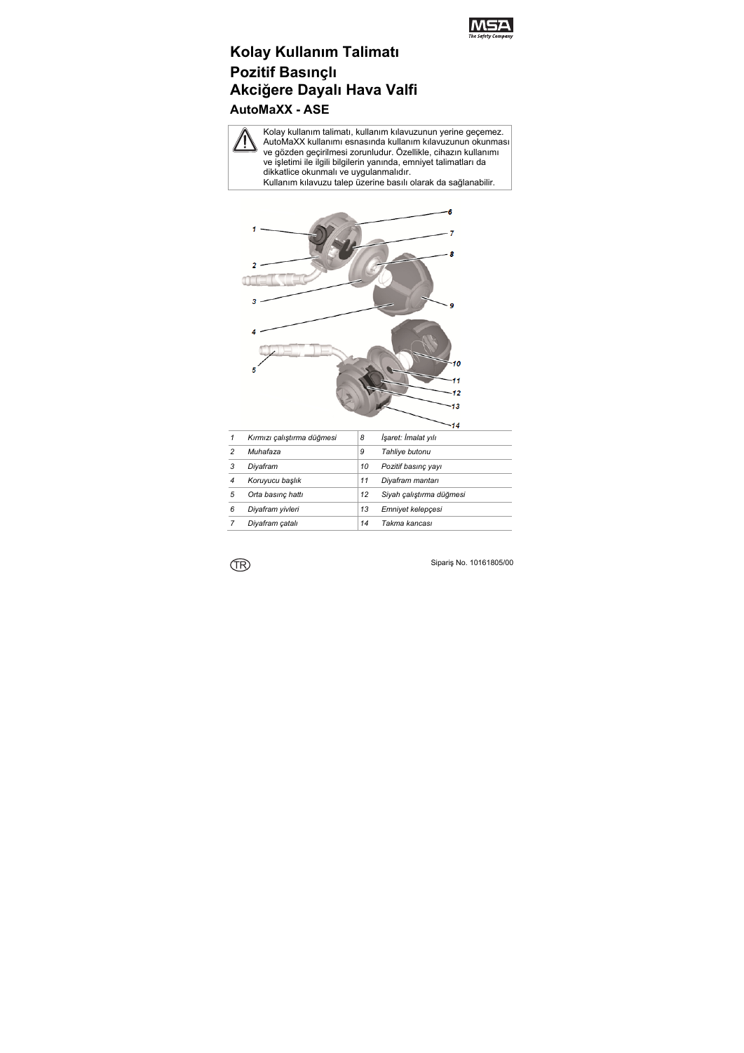# Kolay Kullanım Talimatı

# Pozitif Basınçlı Akciğere Dayalı Hava Valfi

## AutoMaXX - ASE

> ⚠ Kolay kullanım talimatı, kullanım kılavuzunun yerine geçemez. AutoMaXX kullanımı esnasında kullanım kılavuzunun okunması ve gözden geçirilmesi zorunludur. Özellikle, cihazın kullanımı ve işletimi ile ilgili bilgilerin yanında, emniyet talimatları da dikkatlice okunmalı ve uygulanmalıdır.
> Kullanım kılavuzu talep üzerine basılı olarak da sağlanabilir.

| | | | |
|---|---|---|---|
| 1 | *Kırmızı çalıştırma düğmesi* | 8 | *İşaret: İmalat yılı* |
| 2 | *Muhafaza* | 9 | *Tahliye butonu* |
| 3 | *Diyafram* | 10 | *Pozitif basınç yayı* |
| 4 | *Koruyucu başlık* | 11 | *Diyafram mantarı* |
| 5 | *Orta basınç hattı* | 12 | *Siyah çalıştırma düğmesi* |
| 6 | *Diyafram yivleri* | 13 | *Emniyet kelepçesi* |
| 7 | *Diyafram çatalı* | 14 | *Takma kancası* |

TR

Sipariş No. 10161805/00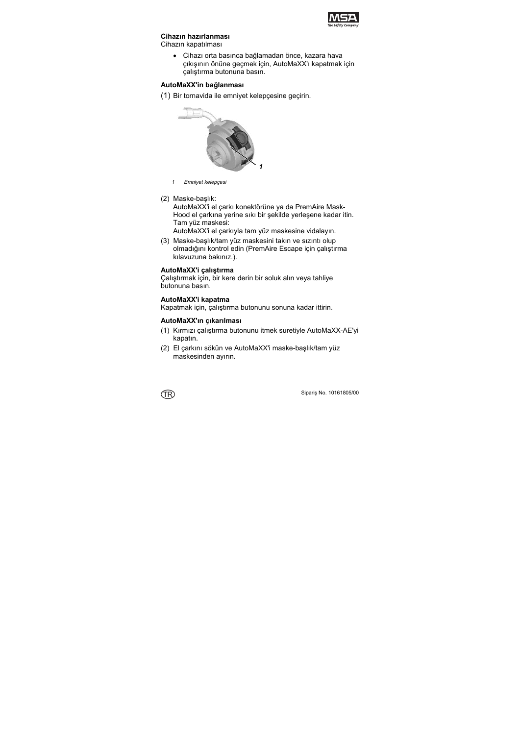### Cihazın hazırlanması

Cihazın kapatılması

- Cihazı orta basınca bağlamadan önce, kazara hava çıkışının önüne geçmek için, AutoMaXX'ı kapatmak için çalıştırma butonuna basın.

### AutoMaXX'in bağlanması

(1) Bir tornavida ile emniyet kelepçesine geçirin.

1 Emniyet kelepçesi

(2) Maske-başlık:
AutoMaXX'i el çarkı konektörüne ya da PremAire Mask-Hood el çarkına yerine sıkı bir şekilde yerleşene kadar itin.
Tam yüz maskesi:
AutoMaXX'i el çarkıyla tam yüz maskesine vidalayın.

(3) Maske-başlık/tam yüz maskesini takın ve sızıntı olup olmadığını kontrol edin (PremAire Escape için çalıştırma kılavuzuna bakınız.).

### AutoMaXX'i çalıştırma

Çalıştırmak için, bir kere derin bir soluk alın veya tahliye butonuna basın.

### AutoMaXX'i kapatma

Kapatmak için, çalıştırma butonunu sonuna kadar ittirin.

### AutoMaXX'ın çıkarılması

(1) Kırmızı çalıştırma butonunu itmek suretiyle AutoMaXX-AE'yi kapatın.

(2) El çarkını sökün ve AutoMaXX'i maske-başlık/tam yüz maskesinden ayırın.

TR

Sipariş No. 10161805/00